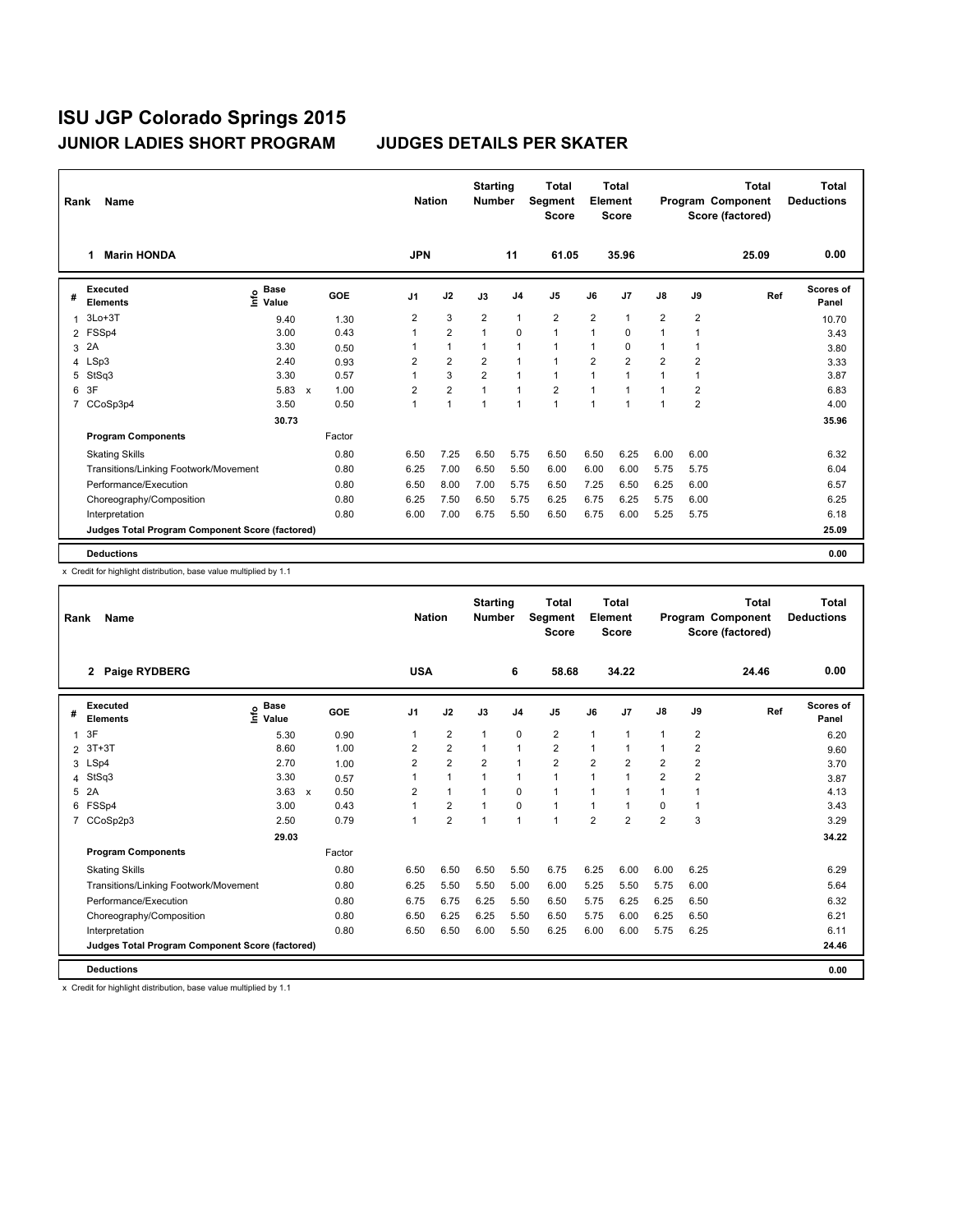# ISU JGP Colorado Springs 2015

## JUNIOR LADIES SHORT PROGRAM JUDGES DETAILS PER SKATER

| Rank | Name | Nation | Starting Number | Total Segment Score | Total Element Score | Total Program Component Score (factored) | Total Deductions |
|---|---|---|---|---|---|---|---|
| 1 | Marin HONDA | JPN | 11 | 61.05 | 35.96 | 25.09 | 0.00 |

| # | Executed Elements | Info | Base Value | | GOE | J1 | J2 | J3 | J4 | J5 | J6 | J7 | J8 | J9 | Ref | Scores of Panel |
|---|---|---|---|---|---|---|---|---|---|---|---|---|---|---|---|---|
| 1 | 3Lo+3T | | 9.40 | | 1.30 | 2 | 3 | 2 | 1 | 2 | 2 | 1 | 2 | 2 | | 10.70 |
| 2 | FSSp4 | | 3.00 | | 0.43 | 1 | 2 | 1 | 0 | 1 | 1 | 0 | 1 | 1 | | 3.43 |
| 3 | 2A | | 3.30 | | 0.50 | 1 | 1 | 1 | 1 | 1 | 1 | 0 | 1 | 1 | | 3.80 |
| 4 | LSp3 | | 2.40 | | 0.93 | 2 | 2 | 2 | 1 | 1 | 2 | 2 | 2 | 2 | | 3.33 |
| 5 | StSq3 | | 3.30 | | 0.57 | 1 | 3 | 2 | 1 | 1 | 1 | 1 | 1 | 1 | | 3.87 |
| 6 | 3F | | 5.83 | x | 1.00 | 2 | 2 | 1 | 1 | 2 | 1 | 1 | 1 | 2 | | 6.83 |
| 7 | CCoSp3p4 | | 3.50 | | 0.50 | 1 | 1 | 1 | 1 | 1 | 1 | 1 | 1 | 2 | | 4.00 |
| | | | 30.73 | | | | | | | | | | | | | 35.96 |
| | **Program Components** | | | | Factor | | | | | | | | | | | |
| | Skating Skills | | | | 0.80 | 6.50 | 7.25 | 6.50 | 5.75 | 6.50 | 6.50 | 6.25 | 6.00 | 6.00 | | 6.32 |
| | Transitions/Linking Footwork/Movement | | | | 0.80 | 6.25 | 7.00 | 6.50 | 5.50 | 6.00 | 6.00 | 6.00 | 5.75 | 5.75 | | 6.04 |
| | Performance/Execution | | | | 0.80 | 6.50 | 8.00 | 7.00 | 5.75 | 6.50 | 7.25 | 6.50 | 6.25 | 6.00 | | 6.57 |
| | Choreography/Composition | | | | 0.80 | 6.25 | 7.50 | 6.50 | 5.75 | 6.25 | 6.75 | 6.25 | 5.75 | 6.00 | | 6.25 |
| | Interpretation | | | | 0.80 | 6.00 | 7.00 | 6.75 | 5.50 | 6.50 | 6.75 | 6.00 | 5.25 | 5.75 | | 6.18 |
| | **Judges Total Program Component Score (factored)** | | | | | | | | | | | | | | | 25.09 |
| | **Deductions** | | | | | | | | | | | | | | | 0.00 |

x Credit for highlight distribution, base value multiplied by 1.1

| Rank | Name | Nation | Starting Number | Total Segment Score | Total Element Score | Total Program Component Score (factored) | Total Deductions |
|---|---|---|---|---|---|---|---|
| 2 | Paige RYDBERG | USA | 6 | 58.68 | 34.22 | 24.46 | 0.00 |

| # | Executed Elements | Info | Base Value | | GOE | J1 | J2 | J3 | J4 | J5 | J6 | J7 | J8 | J9 | Ref | Scores of Panel |
|---|---|---|---|---|---|---|---|---|---|---|---|---|---|---|---|---|
| 1 | 3F | | 5.30 | | 0.90 | 1 | 2 | 1 | 0 | 2 | 1 | 1 | 1 | 2 | | 6.20 |
| 2 | 3T+3T | | 8.60 | | 1.00 | 2 | 2 | 1 | 1 | 2 | 1 | 1 | 1 | 2 | | 9.60 |
| 3 | LSp4 | | 2.70 | | 1.00 | 2 | 2 | 2 | 1 | 2 | 2 | 2 | 2 | 2 | | 3.70 |
| 4 | StSq3 | | 3.30 | | 0.57 | 1 | 1 | 1 | 1 | 1 | 1 | 1 | 2 | 2 | | 3.87 |
| 5 | 2A | | 3.63 | x | 0.50 | 2 | 1 | 1 | 0 | 1 | 1 | 1 | 1 | 1 | | 4.13 |
| 6 | FSSp4 | | 3.00 | | 0.43 | 1 | 2 | 1 | 0 | 1 | 1 | 1 | 0 | 1 | | 3.43 |
| 7 | CCoSp2p3 | | 2.50 | | 0.79 | 1 | 2 | 1 | 1 | 1 | 2 | 2 | 2 | 3 | | 3.29 |
| | | | 29.03 | | | | | | | | | | | | | 34.22 |
| | **Program Components** | | | | Factor | | | | | | | | | | | |
| | Skating Skills | | | | 0.80 | 6.50 | 6.50 | 6.50 | 5.50 | 6.75 | 6.25 | 6.00 | 6.00 | 6.25 | | 6.29 |
| | Transitions/Linking Footwork/Movement | | | | 0.80 | 6.25 | 5.50 | 5.50 | 5.00 | 6.00 | 5.25 | 5.50 | 5.75 | 6.00 | | 5.64 |
| | Performance/Execution | | | | 0.80 | 6.75 | 6.75 | 6.25 | 5.50 | 6.50 | 5.75 | 6.25 | 6.25 | 6.50 | | 6.32 |
| | Choreography/Composition | | | | 0.80 | 6.50 | 6.25 | 6.25 | 5.50 | 6.50 | 5.75 | 6.00 | 6.25 | 6.50 | | 6.21 |
| | Interpretation | | | | 0.80 | 6.50 | 6.50 | 6.00 | 5.50 | 6.25 | 6.00 | 6.00 | 5.75 | 6.25 | | 6.11 |
| | **Judges Total Program Component Score (factored)** | | | | | | | | | | | | | | | 24.46 |
| | **Deductions** | | | | | | | | | | | | | | | 0.00 |

x Credit for highlight distribution, base value multiplied by 1.1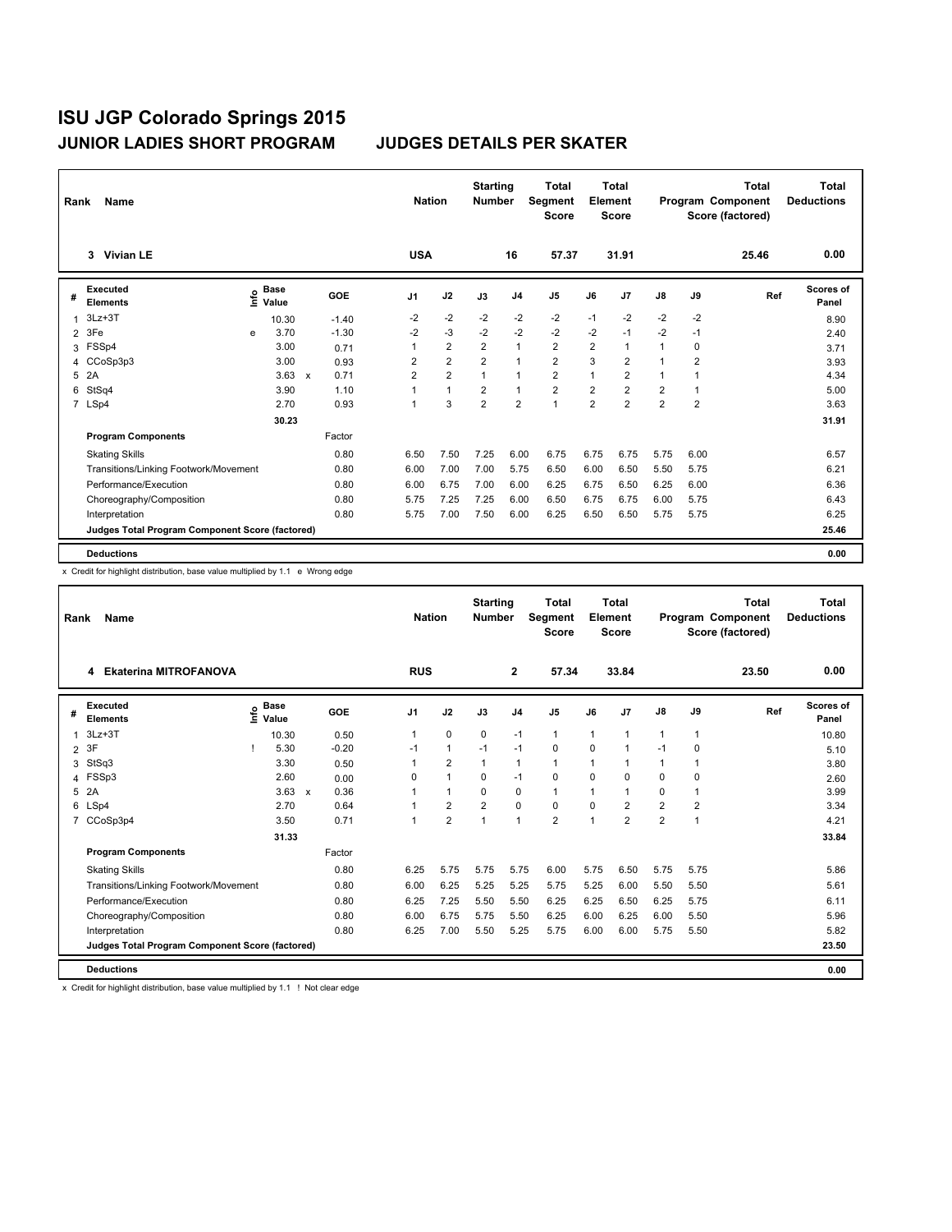# ISU JGP Colorado Springs 2015

## JUNIOR LADIES SHORT PROGRAM JUDGES DETAILS PER SKATER

| Rank | Name | Nation | Starting Number | Total Segment Score | Total Element Score | Total Program Component Score (factored) | Total Deductions |
|---|---|---|---|---|---|---|---|
| 3 | Vivian LE | USA | 16 | 57.37 | 31.91 | 25.46 | 0.00 |

| # | Executed Elements | Info | Base Value | | GOE | J1 | J2 | J3 | J4 | J5 | J6 | J7 | J8 | J9 | Ref | Scores of Panel |
|---|---|---|---|---|---|---|---|---|---|---|---|---|---|---|---|---|
| 1 | 3Lz+3T | | 10.30 | | -1.40 | -2 | -2 | -2 | -2 | -2 | -1 | -2 | -2 | -2 | | 8.90 |
| 2 | 3Fe | e | 3.70 | | -1.30 | -2 | -3 | -2 | -2 | -2 | -2 | -1 | -2 | -1 | | 2.40 |
| 3 | FSSp4 | | 3.00 | | 0.71 | 1 | 2 | 2 | 1 | 2 | 2 | 1 | 1 | 0 | | 3.71 |
| 4 | CCoSp3p3 | | 3.00 | | 0.93 | 2 | 2 | 2 | 1 | 2 | 3 | 2 | 1 | 2 | | 3.93 |
| 5 | 2A | | 3.63 | x | 0.71 | 2 | 2 | 1 | 1 | 2 | 1 | 2 | 1 | 1 | | 4.34 |
| 6 | StSq4 | | 3.90 | | 1.10 | 1 | 1 | 2 | 1 | 2 | 2 | 2 | 2 | 1 | | 5.00 |
| 7 | LSp4 | | 2.70 | | 0.93 | 1 | 3 | 2 | 2 | 1 | 2 | 2 | 2 | 2 | | 3.63 |
| | | | 30.23 | | | | | | | | | | | | | 31.91 |

| Program Components | Factor | J1 | J2 | J3 | J4 | J5 | J6 | J7 | J8 | J9 | Ref | Scores of Panel |
|---|---|---|---|---|---|---|---|---|---|---|---|---|
| Skating Skills | 0.80 | 6.50 | 7.50 | 7.25 | 6.00 | 6.75 | 6.75 | 6.75 | 5.75 | 6.00 | | 6.57 |
| Transitions/Linking Footwork/Movement | 0.80 | 6.00 | 7.00 | 7.00 | 5.75 | 6.50 | 6.00 | 6.50 | 5.50 | 5.75 | | 6.21 |
| Performance/Execution | 0.80 | 6.00 | 6.75 | 7.00 | 6.00 | 6.25 | 6.75 | 6.50 | 6.25 | 6.00 | | 6.36 |
| Choreography/Composition | 0.80 | 5.75 | 7.25 | 7.25 | 6.00 | 6.50 | 6.75 | 6.75 | 6.00 | 5.75 | | 6.43 |
| Interpretation | 0.80 | 5.75 | 7.00 | 7.50 | 6.00 | 6.25 | 6.50 | 6.50 | 5.75 | 5.75 | | 6.25 |
| **Judges Total Program Component Score (factored)** | | | | | | | | | | | | 25.46 |

| **Deductions** | 0.00 |
|---|---|

x Credit for highlight distribution, base value multiplied by 1.1 e Wrong edge

| Rank | Name | Nation | Starting Number | Total Segment Score | Total Element Score | Total Program Component Score (factored) | Total Deductions |
|---|---|---|---|---|---|---|---|
| 4 | Ekaterina MITROFANOVA | RUS | 2 | 57.34 | 33.84 | 23.50 | 0.00 |

| # | Executed Elements | Info | Base Value | | GOE | J1 | J2 | J3 | J4 | J5 | J6 | J7 | J8 | J9 | Ref | Scores of Panel |
|---|---|---|---|---|---|---|---|---|---|---|---|---|---|---|---|---|
| 1 | 3Lz+3T | | 10.30 | | 0.50 | 1 | 0 | 0 | -1 | 1 | 1 | 1 | 1 | 1 | | 10.80 |
| 2 | 3F | ! | 5.30 | | -0.20 | -1 | 1 | -1 | -1 | 0 | 0 | 1 | -1 | 0 | | 5.10 |
| 3 | StSq3 | | 3.30 | | 0.50 | 1 | 2 | 1 | 1 | 1 | 1 | 1 | 1 | 1 | | 3.80 |
| 4 | FSSp3 | | 2.60 | | 0.00 | 0 | 1 | 0 | -1 | 0 | 0 | 0 | 0 | 0 | | 2.60 |
| 5 | 2A | | 3.63 | x | 0.36 | 1 | 1 | 0 | 0 | 1 | 1 | 1 | 0 | 1 | | 3.99 |
| 6 | LSp4 | | 2.70 | | 0.64 | 1 | 2 | 2 | 0 | 0 | 0 | 2 | 2 | 2 | | 3.34 |
| 7 | CCoSp3p4 | | 3.50 | | 0.71 | 1 | 2 | 1 | 1 | 2 | 1 | 2 | 2 | 1 | | 4.21 |
| | | | 31.33 | | | | | | | | | | | | | 33.84 |

| Program Components | Factor | J1 | J2 | J3 | J4 | J5 | J6 | J7 | J8 | J9 | Ref | Scores of Panel |
|---|---|---|---|---|---|---|---|---|---|---|---|---|
| Skating Skills | 0.80 | 6.25 | 5.75 | 5.75 | 5.75 | 6.00 | 5.75 | 6.50 | 5.75 | 5.75 | | 5.86 |
| Transitions/Linking Footwork/Movement | 0.80 | 6.00 | 6.25 | 5.25 | 5.25 | 5.75 | 5.25 | 6.00 | 5.50 | 5.50 | | 5.61 |
| Performance/Execution | 0.80 | 6.25 | 7.25 | 5.50 | 5.50 | 6.25 | 6.25 | 6.50 | 6.25 | 5.75 | | 6.11 |
| Choreography/Composition | 0.80 | 6.00 | 6.75 | 5.75 | 5.50 | 6.25 | 6.00 | 6.25 | 6.00 | 5.50 | | 5.96 |
| Interpretation | 0.80 | 6.25 | 7.00 | 5.50 | 5.25 | 5.75 | 6.00 | 6.00 | 5.75 | 5.50 | | 5.82 |
| **Judges Total Program Component Score (factored)** | | | | | | | | | | | | 23.50 |

| **Deductions** | 0.00 |
|---|---|

x Credit for highlight distribution, base value multiplied by 1.1 ! Not clear edge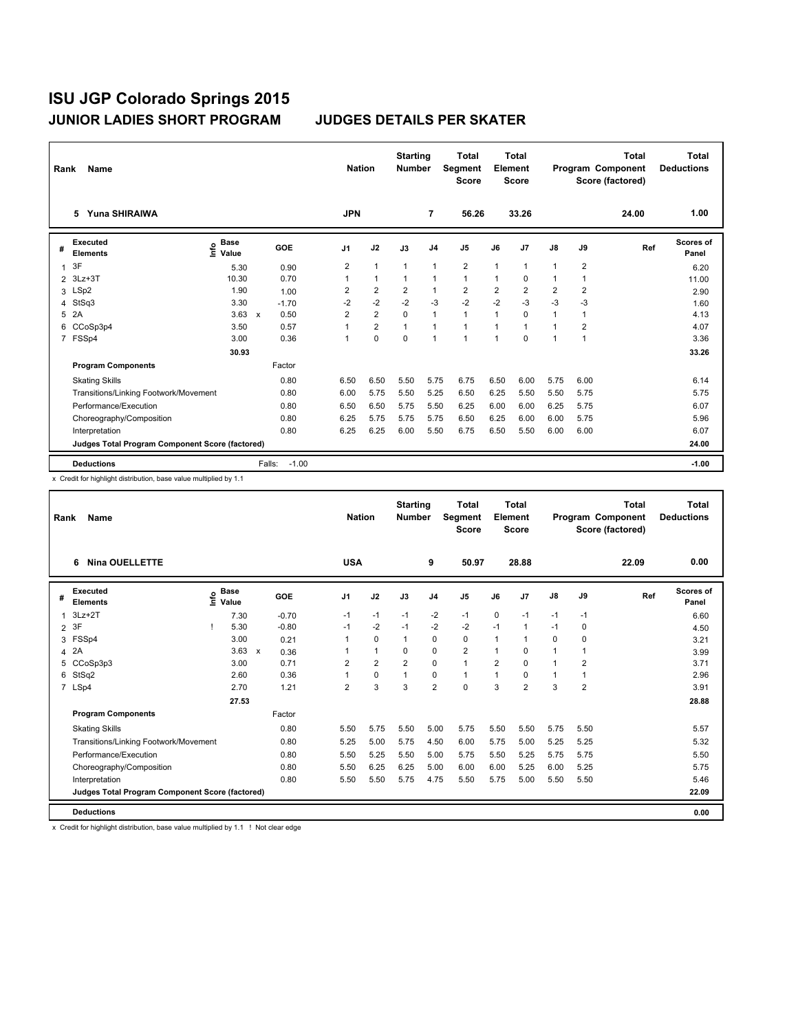# ISU JGP Colorado Springs 2015

## JUNIOR LADIES SHORT PROGRAM &nbsp;&nbsp;&nbsp;&nbsp; JUDGES DETAILS PER SKATER

| Rank | Name | Nation | Starting Number | Total Segment Score | Total Element Score | Total Program Component Score (factored) | Total Deductions |
|---|---|---|---|---|---|---|---|
| 5 | Yuna SHIRAIWA | JPN | 7 | 56.26 | 33.26 | 24.00 | 1.00 |

| # | Executed Elements | Info | Base Value | | GOE | J1 | J2 | J3 | J4 | J5 | J6 | J7 | J8 | J9 | Ref | Scores of Panel |
|---|---|---|---|---|---|---|---|---|---|---|---|---|---|---|---|---|
| 1 | 3F | | 5.30 | | 0.90 | 2 | 1 | 1 | 1 | 2 | 1 | 1 | 1 | 2 | | 6.20 |
| 2 | 3Lz+3T | | 10.30 | | 0.70 | 1 | 1 | 1 | 1 | 1 | 1 | 1 | 1 | 1 | | 11.00 |
| 3 | LSp2 | | 1.90 | | 1.00 | 2 | 2 | 2 | 1 | 2 | 2 | 2 | 2 | 2 | | 2.90 |
| 4 | StSq3 | | 3.30 | | -1.70 | -2 | -2 | -2 | -3 | -2 | -2 | -3 | -3 | -3 | | 1.60 |
| 5 | 2A | | 3.63 | x | 0.50 | 2 | 2 | 0 | 1 | 1 | 1 | 0 | 1 | 1 | | 4.13 |
| 6 | CCoSp3p4 | | 3.50 | | 0.57 | 1 | 2 | 1 | 1 | 1 | 1 | 1 | 1 | 2 | | 4.07 |
| 7 | FSSp4 | | 3.00 | | 0.36 | 1 | 0 | 0 | 1 | 1 | 1 | 0 | 1 | 1 | | 3.36 |
| | | | 30.93 | | | | | | | | | | | | | 33.26 |
| | **Program Components** | | | | Factor | | | | | | | | | | | |
| | Skating Skills | | | | 0.80 | 6.50 | 6.50 | 5.50 | 5.75 | 6.75 | 6.50 | 6.00 | 5.75 | 6.00 | | 6.14 |
| | Transitions/Linking Footwork/Movement | | | | 0.80 | 6.00 | 5.75 | 5.50 | 5.25 | 6.50 | 6.25 | 5.50 | 5.50 | 5.75 | | 5.75 |
| | Performance/Execution | | | | 0.80 | 6.50 | 6.50 | 5.75 | 5.50 | 6.25 | 6.00 | 6.00 | 6.25 | 5.75 | | 6.07 |
| | Choreography/Composition | | | | 0.80 | 6.25 | 5.75 | 5.75 | 5.75 | 6.50 | 6.25 | 6.00 | 6.00 | 5.75 | | 5.96 |
| | Interpretation | | | | 0.80 | 6.25 | 6.25 | 6.00 | 5.50 | 6.75 | 6.50 | 5.50 | 6.00 | 6.00 | | 6.07 |
| | **Judges Total Program Component Score (factored)** | | | | | | | | | | | | | | | 24.00 |
| | **Deductions** | | | | Falls: -1.00 | | | | | | | | | | | -1.00 |

x Credit for highlight distribution, base value multiplied by 1.1

| Rank | Name | Nation | Starting Number | Total Segment Score | Total Element Score | Total Program Component Score (factored) | Total Deductions |
|---|---|---|---|---|---|---|---|
| 6 | Nina OUELLETTE | USA | 9 | 50.97 | 28.88 | 22.09 | 0.00 |

| # | Executed Elements | Info | Base Value | | GOE | J1 | J2 | J3 | J4 | J5 | J6 | J7 | J8 | J9 | Ref | Scores of Panel |
|---|---|---|---|---|---|---|---|---|---|---|---|---|---|---|---|---|
| 1 | 3Lz+2T | | 7.30 | | -0.70 | -1 | -1 | -1 | -2 | -1 | 0 | -1 | -1 | -1 | | 6.60 |
| 2 | 3F | ! | 5.30 | | -0.80 | -1 | -2 | -1 | -2 | -2 | -1 | 1 | -1 | 0 | | 4.50 |
| 3 | FSSp4 | | 3.00 | | 0.21 | 1 | 0 | 1 | 0 | 0 | 1 | 1 | 0 | 0 | | 3.21 |
| 4 | 2A | | 3.63 | x | 0.36 | 1 | 1 | 0 | 0 | 2 | 1 | 0 | 1 | 1 | | 3.99 |
| 5 | CCoSp3p3 | | 3.00 | | 0.71 | 2 | 2 | 2 | 0 | 1 | 2 | 0 | 1 | 2 | | 3.71 |
| 6 | StSq2 | | 2.60 | | 0.36 | 1 | 0 | 1 | 0 | 1 | 1 | 0 | 1 | 1 | | 2.96 |
| 7 | LSp4 | | 2.70 | | 1.21 | 2 | 3 | 3 | 2 | 0 | 3 | 2 | 3 | 2 | | 3.91 |
| | | | 27.53 | | | | | | | | | | | | | 28.88 |
| | **Program Components** | | | | Factor | | | | | | | | | | | |
| | Skating Skills | | | | 0.80 | 5.50 | 5.75 | 5.50 | 5.00 | 5.75 | 5.50 | 5.50 | 5.75 | 5.50 | | 5.57 |
| | Transitions/Linking Footwork/Movement | | | | 0.80 | 5.25 | 5.00 | 5.75 | 4.50 | 6.00 | 5.75 | 5.00 | 5.25 | 5.25 | | 5.32 |
| | Performance/Execution | | | | 0.80 | 5.50 | 5.25 | 5.50 | 5.00 | 5.75 | 5.50 | 5.25 | 5.75 | 5.75 | | 5.50 |
| | Choreography/Composition | | | | 0.80 | 5.50 | 6.25 | 6.25 | 5.00 | 6.00 | 6.00 | 5.25 | 6.00 | 5.25 | | 5.75 |
| | Interpretation | | | | 0.80 | 5.50 | 5.50 | 5.75 | 4.75 | 5.50 | 5.75 | 5.00 | 5.50 | 5.50 | | 5.46 |
| | **Judges Total Program Component Score (factored)** | | | | | | | | | | | | | | | 22.09 |
| | **Deductions** | | | | | | | | | | | | | | | 0.00 |

x Credit for highlight distribution, base value multiplied by 1.1 ! Not clear edge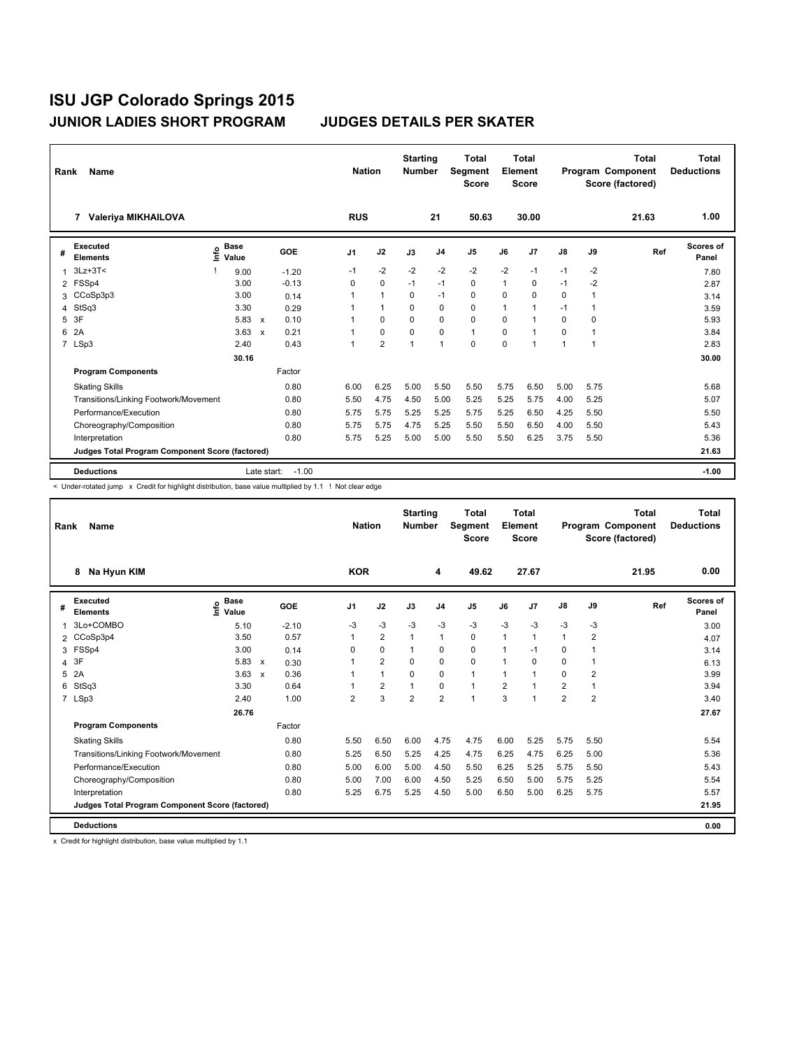# ISU JGP Colorado Springs 2015

## JUNIOR LADIES SHORT PROGRAM — JUDGES DETAILS PER SKATER

| Rank | Name | Nation | Starting Number | Total Segment Score | Total Element Score | Total Program Component Score (factored) | Total Deductions |
|---|---|---|---|---|---|---|---|
| 7 | Valeriya MIKHAILOVA | RUS | 21 | 50.63 | 30.00 | 21.63 | 1.00 |

| # | Executed Elements | Info | Base Value | | GOE | J1 | J2 | J3 | J4 | J5 | J6 | J7 | J8 | J9 | Ref | Scores of Panel |
|---|---|---|---|---|---|---|---|---|---|---|---|---|---|---|---|---|
| 1 | 3Lz+3T< | ! | 9.00 | | -1.20 | -1 | -2 | -2 | -2 | -2 | -2 | -1 | -1 | -2 | | 7.80 |
| 2 | FSSp4 | | 3.00 | | -0.13 | 0 | 0 | -1 | -1 | 0 | 1 | 0 | -1 | -2 | | 2.87 |
| 3 | CCoSp3p3 | | 3.00 | | 0.14 | 1 | 1 | 0 | -1 | 0 | 0 | 0 | 0 | 1 | | 3.14 |
| 4 | StSq3 | | 3.30 | | 0.29 | 1 | 1 | 0 | 0 | 0 | 1 | 1 | -1 | 1 | | 3.59 |
| 5 | 3F | | 5.83 | x | 0.10 | 1 | 0 | 0 | 0 | 0 | 0 | 1 | 0 | 0 | | 5.93 |
| 6 | 2A | | 3.63 | x | 0.21 | 1 | 0 | 0 | 0 | 1 | 0 | 1 | 0 | 1 | | 3.84 |
| 7 | LSp3 | | 2.40 | | 0.43 | 1 | 2 | 1 | 1 | 0 | 0 | 1 | 1 | 1 | | 2.83 |
| | | | 30.16 | | | | | | | | | | | | | 30.00 |

| Program Components | Factor | J1 | J2 | J3 | J4 | J5 | J6 | J7 | J8 | J9 | Scores of Panel |
|---|---|---|---|---|---|---|---|---|---|---|---|
| Skating Skills | 0.80 | 6.00 | 6.25 | 5.00 | 5.50 | 5.50 | 5.75 | 6.50 | 5.00 | 5.75 | 5.68 |
| Transitions/Linking Footwork/Movement | 0.80 | 5.50 | 4.75 | 4.50 | 5.00 | 5.25 | 5.25 | 5.75 | 4.00 | 5.25 | 5.07 |
| Performance/Execution | 0.80 | 5.75 | 5.75 | 5.25 | 5.25 | 5.75 | 5.25 | 6.50 | 4.25 | 5.50 | 5.50 |
| Choreography/Composition | 0.80 | 5.75 | 5.75 | 4.75 | 5.25 | 5.50 | 5.50 | 6.50 | 4.00 | 5.50 | 5.43 |
| Interpretation | 0.80 | 5.75 | 5.25 | 5.00 | 5.00 | 5.50 | 5.50 | 6.25 | 3.75 | 5.50 | 5.36 |
| Judges Total Program Component Score (factored) | | | | | | | | | | | 21.63 |

**Deductions** — Late start: -1.00 — **-1.00**

< Under-rotated jump x Credit for highlight distribution, base value multiplied by 1.1 ! Not clear edge

| Rank | Name | Nation | Starting Number | Total Segment Score | Total Element Score | Total Program Component Score (factored) | Total Deductions |
|---|---|---|---|---|---|---|---|
| 8 | Na Hyun KIM | KOR | 4 | 49.62 | 27.67 | 21.95 | 0.00 |

| # | Executed Elements | Info | Base Value | | GOE | J1 | J2 | J3 | J4 | J5 | J6 | J7 | J8 | J9 | Ref | Scores of Panel |
|---|---|---|---|---|---|---|---|---|---|---|---|---|---|---|---|---|
| 1 | 3Lo+COMBO | | 5.10 | | -2.10 | -3 | -3 | -3 | -3 | -3 | -3 | -3 | -3 | -3 | | 3.00 |
| 2 | CCoSp3p4 | | 3.50 | | 0.57 | 1 | 2 | 1 | 1 | 0 | 1 | 1 | 1 | 2 | | 4.07 |
| 3 | FSSp4 | | 3.00 | | 0.14 | 0 | 0 | 1 | 0 | 0 | 1 | -1 | 0 | 1 | | 3.14 |
| 4 | 3F | | 5.83 | x | 0.30 | 1 | 2 | 0 | 0 | 0 | 1 | 0 | 0 | 1 | | 6.13 |
| 5 | 2A | | 3.63 | x | 0.36 | 1 | 1 | 0 | 0 | 1 | 1 | 1 | 0 | 2 | | 3.99 |
| 6 | StSq3 | | 3.30 | | 0.64 | 1 | 2 | 1 | 0 | 1 | 2 | 1 | 2 | 1 | | 3.94 |
| 7 | LSp3 | | 2.40 | | 1.00 | 2 | 3 | 2 | 2 | 1 | 3 | 1 | 2 | 2 | | 3.40 |
| | | | 26.76 | | | | | | | | | | | | | 27.67 |

| Program Components | Factor | J1 | J2 | J3 | J4 | J5 | J6 | J7 | J8 | J9 | Scores of Panel |
|---|---|---|---|---|---|---|---|---|---|---|---|
| Skating Skills | 0.80 | 5.50 | 6.50 | 6.00 | 4.75 | 4.75 | 6.00 | 5.25 | 5.75 | 5.50 | 5.54 |
| Transitions/Linking Footwork/Movement | 0.80 | 5.25 | 6.50 | 5.25 | 4.25 | 4.75 | 6.25 | 4.75 | 6.25 | 5.00 | 5.36 |
| Performance/Execution | 0.80 | 5.00 | 6.00 | 5.00 | 4.50 | 5.50 | 6.25 | 5.25 | 5.75 | 5.50 | 5.43 |
| Choreography/Composition | 0.80 | 5.00 | 7.00 | 6.00 | 4.50 | 5.25 | 6.50 | 5.00 | 5.75 | 5.25 | 5.54 |
| Interpretation | 0.80 | 5.25 | 6.75 | 5.25 | 4.50 | 5.00 | 6.50 | 5.00 | 6.25 | 5.75 | 5.57 |
| Judges Total Program Component Score (factored) | | | | | | | | | | | 21.95 |

**Deductions** — **0.00**

x Credit for highlight distribution, base value multiplied by 1.1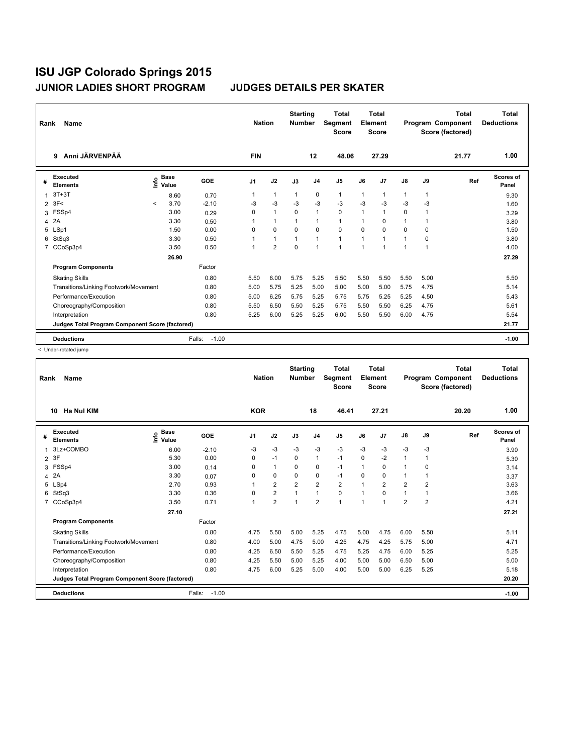# ISU JGP Colorado Springs 2015

## JUNIOR LADIES SHORT PROGRAM     JUDGES DETAILS PER SKATER

| Rank | Name | Nation | Starting Number | Total Segment Score | Total Element Score | Total Program Component Score (factored) | Total Deductions |
|---|---|---|---|---|---|---|---|
| 9 | Anni JÄRVENPÄÄ | FIN | 12 | 48.06 | 27.29 | 21.77 | 1.00 |

| # | Executed Elements | Info | Base Value | GOE | J1 | J2 | J3 | J4 | J5 | J6 | J7 | J8 | J9 | Ref | Scores of Panel |
|---|---|---|---|---|---|---|---|---|---|---|---|---|---|---|---|
| 1 | 3T+3T | | 8.60 | 0.70 | 1 | 1 | 1 | 0 | 1 | 1 | 1 | 1 | 1 | | 9.30 |
| 2 | 3F< | < | 3.70 | -2.10 | -3 | -3 | -3 | -3 | -3 | -3 | -3 | -3 | -3 | | 1.60 |
| 3 | FSSp4 | | 3.00 | 0.29 | 0 | 1 | 0 | 1 | 0 | 1 | 1 | 0 | 1 | | 3.29 |
| 4 | 2A | | 3.30 | 0.50 | 1 | 1 | 1 | 1 | 1 | 1 | 0 | 1 | 1 | | 3.80 |
| 5 | LSp1 | | 1.50 | 0.00 | 0 | 0 | 0 | 0 | 0 | 0 | 0 | 0 | 0 | | 1.50 |
| 6 | StSq3 | | 3.30 | 0.50 | 1 | 1 | 1 | 1 | 1 | 1 | 1 | 1 | 0 | | 3.80 |
| 7 | CCoSp3p4 | | 3.50 | 0.50 | 1 | 2 | 0 | 1 | 1 | 1 | 1 | 1 | 1 | | 4.00 |
| | | | 26.90 | | | | | | | | | | | | 27.29 |
| | **Program Components** | | | Factor | | | | | | | | | | | |
| | Skating Skills | | | 0.80 | 5.50 | 6.00 | 5.75 | 5.25 | 5.50 | 5.50 | 5.50 | 5.50 | 5.00 | | 5.50 |
| | Transitions/Linking Footwork/Movement | | | 0.80 | 5.00 | 5.75 | 5.25 | 5.00 | 5.00 | 5.00 | 5.00 | 5.75 | 4.75 | | 5.14 |
| | Performance/Execution | | | 0.80 | 5.00 | 6.25 | 5.75 | 5.25 | 5.75 | 5.75 | 5.25 | 5.25 | 4.50 | | 5.43 |
| | Choreography/Composition | | | 0.80 | 5.50 | 6.50 | 5.50 | 5.25 | 5.75 | 5.50 | 5.50 | 6.25 | 4.75 | | 5.61 |
| | Interpretation | | | 0.80 | 5.25 | 6.00 | 5.25 | 5.25 | 6.00 | 5.50 | 5.50 | 6.00 | 4.75 | | 5.54 |
| | **Judges Total Program Component Score (factored)** | | | | | | | | | | | | | | 21.77 |
| | **Deductions** | | Falls: | -1.00 | | | | | | | | | | | -1.00 |

< Under-rotated jump

| Rank | Name | Nation | Starting Number | Total Segment Score | Total Element Score | Total Program Component Score (factored) | Total Deductions |
|---|---|---|---|---|---|---|---|
| 10 | Ha Nul KIM | KOR | 18 | 46.41 | 27.21 | 20.20 | 1.00 |

| # | Executed Elements | Info | Base Value | GOE | J1 | J2 | J3 | J4 | J5 | J6 | J7 | J8 | J9 | Ref | Scores of Panel |
|---|---|---|---|---|---|---|---|---|---|---|---|---|---|---|---|
| 1 | 3Lz+COMBO | | 6.00 | -2.10 | -3 | -3 | -3 | -3 | -3 | -3 | -3 | -3 | -3 | | 3.90 |
| 2 | 3F | | 5.30 | 0.00 | 0 | -1 | 0 | 1 | -1 | 0 | -2 | 1 | 1 | | 5.30 |
| 3 | FSSp4 | | 3.00 | 0.14 | 0 | 1 | 0 | 0 | -1 | 1 | 0 | 1 | 0 | | 3.14 |
| 4 | 2A | | 3.30 | 0.07 | 0 | 0 | 0 | 0 | -1 | 0 | 0 | 1 | 1 | | 3.37 |
| 5 | LSp4 | | 2.70 | 0.93 | 1 | 2 | 2 | 2 | 2 | 1 | 2 | 2 | 2 | | 3.63 |
| 6 | StSq3 | | 3.30 | 0.36 | 0 | 2 | 1 | 1 | 0 | 1 | 0 | 1 | 1 | | 3.66 |
| 7 | CCoSp3p4 | | 3.50 | 0.71 | 1 | 2 | 1 | 2 | 1 | 1 | 1 | 2 | 2 | | 4.21 |
| | | | 27.10 | | | | | | | | | | | | 27.21 |
| | **Program Components** | | | Factor | | | | | | | | | | | |
| | Skating Skills | | | 0.80 | 4.75 | 5.50 | 5.00 | 5.25 | 4.75 | 5.00 | 4.75 | 6.00 | 5.50 | | 5.11 |
| | Transitions/Linking Footwork/Movement | | | 0.80 | 4.00 | 5.00 | 4.75 | 5.00 | 4.25 | 4.75 | 4.25 | 5.75 | 5.00 | | 4.71 |
| | Performance/Execution | | | 0.80 | 4.25 | 6.50 | 5.50 | 5.25 | 4.75 | 5.25 | 4.75 | 6.00 | 5.25 | | 5.25 |
| | Choreography/Composition | | | 0.80 | 4.25 | 5.50 | 5.00 | 5.25 | 4.00 | 5.00 | 5.00 | 6.50 | 5.00 | | 5.00 |
| | Interpretation | | | 0.80 | 4.75 | 6.00 | 5.25 | 5.00 | 4.00 | 5.00 | 5.00 | 6.25 | 5.25 | | 5.18 |
| | **Judges Total Program Component Score (factored)** | | | | | | | | | | | | | | 20.20 |
| | **Deductions** | | Falls: | -1.00 | | | | | | | | | | | -1.00 |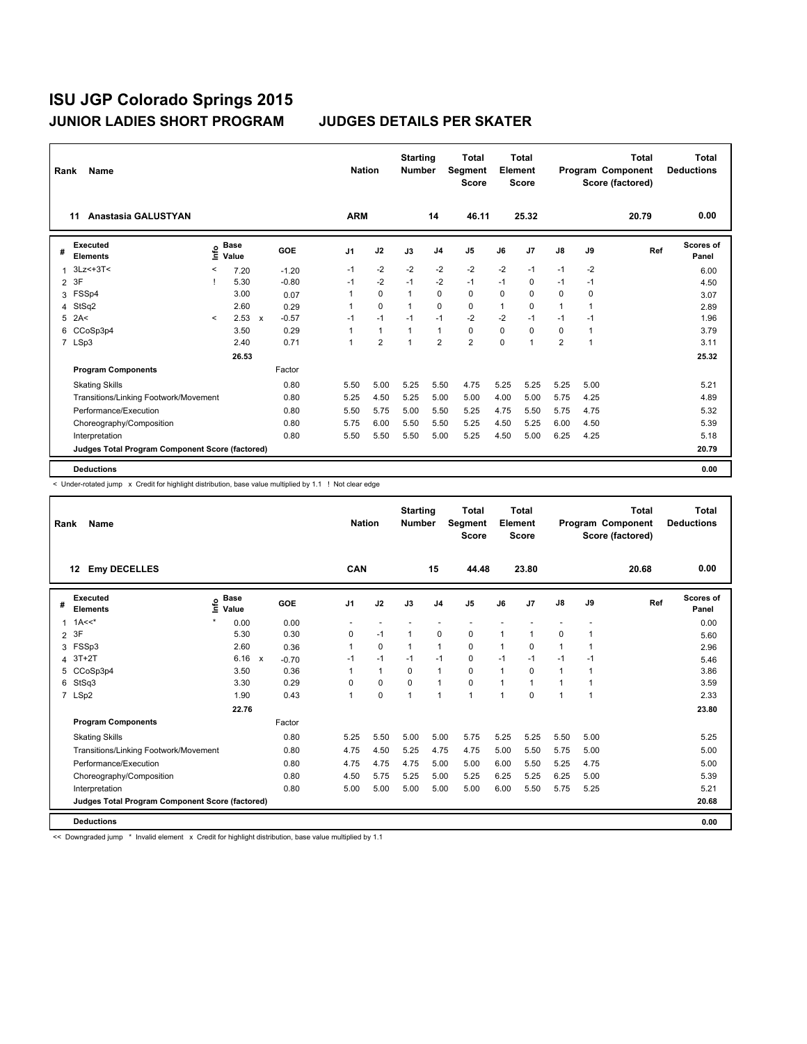# ISU JGP Colorado Springs 2015

## JUNIOR LADIES SHORT PROGRAM    JUDGES DETAILS PER SKATER

| Rank | Name | Nation | Starting Number | Total Segment Score | Total Element Score | Total Program Component Score (factored) | Total Deductions |
|---|---|---|---|---|---|---|---|
| 11 | Anastasia GALUSTYAN | ARM | 14 | 46.11 | 25.32 | 20.79 | 0.00 |

| # | Executed Elements | Info | Base Value | | GOE | J1 | J2 | J3 | J4 | J5 | J6 | J7 | J8 | J9 | Ref | Scores of Panel |
|---|---|---|---|---|---|---|---|---|---|---|---|---|---|---|---|---|
| 1 | 3Lz<+3T< | < | 7.20 | | -1.20 | -1 | -2 | -2 | -2 | -2 | -2 | -1 | -1 | -2 | | 6.00 |
| 2 | 3F | ! | 5.30 | | -0.80 | -1 | -2 | -1 | -2 | -1 | -1 | 0 | -1 | -1 | | 4.50 |
| 3 | FSSp4 | | 3.00 | | 0.07 | 1 | 0 | 1 | 0 | 0 | 0 | 0 | 0 | 0 | | 3.07 |
| 4 | StSq2 | | 2.60 | | 0.29 | 1 | 0 | 1 | 0 | 0 | 1 | 0 | 1 | 1 | | 2.89 |
| 5 | 2A< | < | 2.53 | x | -0.57 | -1 | -1 | -1 | -1 | -2 | -2 | -1 | -1 | -1 | | 1.96 |
| 6 | CCoSp3p4 | | 3.50 | | 0.29 | 1 | 1 | 1 | 1 | 0 | 0 | 0 | 0 | 1 | | 3.79 |
| 7 | LSp3 | | 2.40 | | 0.71 | 1 | 2 | 1 | 2 | 2 | 0 | 1 | 2 | 1 | | 3.11 |
| | | | 26.53 | | | | | | | | | | | | | 25.32 |
| | **Program Components** | | | | Factor | | | | | | | | | | | |
| | Skating Skills | | | | 0.80 | 5.50 | 5.00 | 5.25 | 5.50 | 4.75 | 5.25 | 5.25 | 5.25 | 5.00 | | 5.21 |
| | Transitions/Linking Footwork/Movement | | | | 0.80 | 5.25 | 4.50 | 5.25 | 5.00 | 5.00 | 4.00 | 5.00 | 5.75 | 4.25 | | 4.89 |
| | Performance/Execution | | | | 0.80 | 5.50 | 5.75 | 5.00 | 5.50 | 5.25 | 4.75 | 5.50 | 5.75 | 4.75 | | 5.32 |
| | Choreography/Composition | | | | 0.80 | 5.75 | 6.00 | 5.50 | 5.50 | 5.25 | 4.50 | 5.25 | 6.00 | 4.50 | | 5.39 |
| | Interpretation | | | | 0.80 | 5.50 | 5.50 | 5.50 | 5.00 | 5.25 | 4.50 | 5.00 | 6.25 | 4.25 | | 5.18 |
| | **Judges Total Program Component Score (factored)** | | | | | | | | | | | | | | | 20.79 |
| | **Deductions** | | | | | | | | | | | | | | | 0.00 |

< Under-rotated jump x Credit for highlight distribution, base value multiplied by 1.1 ! Not clear edge

| Rank | Name | Nation | Starting Number | Total Segment Score | Total Element Score | Total Program Component Score (factored) | Total Deductions |
|---|---|---|---|---|---|---|---|
| 12 | Emy DECELLES | CAN | 15 | 44.48 | 23.80 | 20.68 | 0.00 |

| # | Executed Elements | Info | Base Value | | GOE | J1 | J2 | J3 | J4 | J5 | J6 | J7 | J8 | J9 | Ref | Scores of Panel |
|---|---|---|---|---|---|---|---|---|---|---|---|---|---|---|---|---|
| 1 | 1A<<* | * | 0.00 | | 0.00 | - | - | - | - | - | - | - | - | - | | 0.00 |
| 2 | 3F | | 5.30 | | 0.30 | 0 | -1 | 1 | 0 | 0 | 1 | 1 | 0 | 1 | | 5.60 |
| 3 | FSSp3 | | 2.60 | | 0.36 | 1 | 0 | 1 | 1 | 0 | 1 | 0 | 1 | 1 | | 2.96 |
| 4 | 3T+2T | | 6.16 | x | -0.70 | -1 | -1 | -1 | -1 | 0 | -1 | -1 | -1 | -1 | | 5.46 |
| 5 | CCoSp3p4 | | 3.50 | | 0.36 | 1 | 1 | 0 | 1 | 0 | 1 | 0 | 1 | 1 | | 3.86 |
| 6 | StSq3 | | 3.30 | | 0.29 | 0 | 0 | 0 | 1 | 0 | 1 | 1 | 1 | 1 | | 3.59 |
| 7 | LSp2 | | 1.90 | | 0.43 | 1 | 0 | 1 | 1 | 1 | 1 | 0 | 1 | 1 | | 2.33 |
| | | | 22.76 | | | | | | | | | | | | | 23.80 |
| | **Program Components** | | | | Factor | | | | | | | | | | | |
| | Skating Skills | | | | 0.80 | 5.25 | 5.50 | 5.00 | 5.00 | 5.75 | 5.25 | 5.25 | 5.50 | 5.00 | | 5.25 |
| | Transitions/Linking Footwork/Movement | | | | 0.80 | 4.75 | 4.50 | 5.25 | 4.75 | 4.75 | 5.00 | 5.50 | 5.75 | 5.00 | | 5.00 |
| | Performance/Execution | | | | 0.80 | 4.75 | 4.75 | 4.75 | 5.00 | 5.00 | 6.00 | 5.50 | 5.25 | 4.75 | | 5.00 |
| | Choreography/Composition | | | | 0.80 | 4.50 | 5.75 | 5.25 | 5.00 | 5.25 | 6.25 | 5.25 | 6.25 | 5.00 | | 5.39 |
| | Interpretation | | | | 0.80 | 5.00 | 5.00 | 5.00 | 5.00 | 5.00 | 6.00 | 5.50 | 5.75 | 5.25 | | 5.21 |
| | **Judges Total Program Component Score (factored)** | | | | | | | | | | | | | | | 20.68 |
| | **Deductions** | | | | | | | | | | | | | | | 0.00 |

<< Downgraded jump * Invalid element x Credit for highlight distribution, base value multiplied by 1.1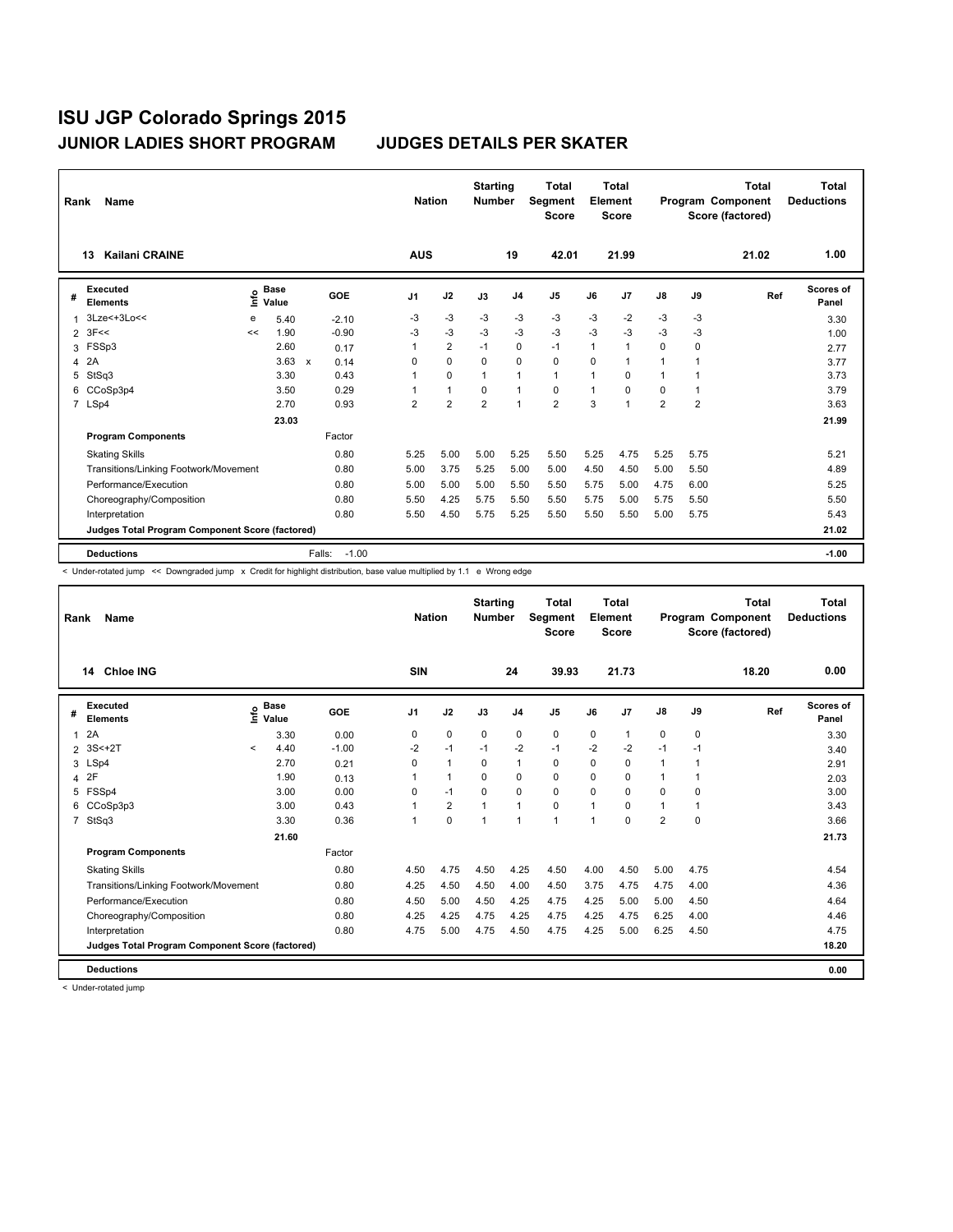# ISU JGP Colorado Springs 2015

## JUNIOR LADIES SHORT PROGRAM — JUDGES DETAILS PER SKATER

| Rank | Name | Nation | Starting Number | Total Segment Score | Total Element Score | Total Program Component Score (factored) | Total Deductions |
|---|---|---|---|---|---|---|---|
| 13 | Kailani CRAINE | AUS | 19 | 42.01 | 21.99 | 21.02 | 1.00 |

| # | Executed Elements | Info | Base Value | | GOE | J1 | J2 | J3 | J4 | J5 | J6 | J7 | J8 | J9 | Ref | Scores of Panel |
|---|---|---|---|---|---|---|---|---|---|---|---|---|---|---|---|---|
| 1 | 3Lze<+3Lo<< | e | 5.40 | | -2.10 | -3 | -3 | -3 | -3 | -3 | -3 | -2 | -3 | -3 | | 3.30 |
| 2 | 3F<< | << | 1.90 | | -0.90 | -3 | -3 | -3 | -3 | -3 | -3 | -3 | -3 | -3 | | 1.00 |
| 3 | FSSp3 | | 2.60 | | 0.17 | 1 | 2 | -1 | 0 | -1 | 1 | 1 | 0 | 0 | | 2.77 |
| 4 | 2A | | 3.63 | x | 0.14 | 0 | 0 | 0 | 0 | 0 | 0 | 1 | 1 | 1 | | 3.77 |
| 5 | StSq3 | | 3.30 | | 0.43 | 1 | 0 | 1 | 1 | 1 | 1 | 0 | 1 | 1 | | 3.73 |
| 6 | CCoSp3p4 | | 3.50 | | 0.29 | 1 | 1 | 0 | 1 | 0 | 1 | 0 | 0 | 1 | | 3.79 |
| 7 | LSp4 | | 2.70 | | 0.93 | 2 | 2 | 2 | 1 | 2 | 3 | 1 | 2 | 2 | | 3.63 |
| | | | 23.03 | | | | | | | | | | | | | 21.99 |
| | **Program Components** | | | | Factor | | | | | | | | | | | |
| | Skating Skills | | | | 0.80 | 5.25 | 5.00 | 5.00 | 5.25 | 5.50 | 5.25 | 4.75 | 5.25 | 5.75 | | 5.21 |
| | Transitions/Linking Footwork/Movement | | | | 0.80 | 5.00 | 3.75 | 5.25 | 5.00 | 5.00 | 4.50 | 4.50 | 5.00 | 5.50 | | 4.89 |
| | Performance/Execution | | | | 0.80 | 5.00 | 5.00 | 5.00 | 5.50 | 5.50 | 5.75 | 5.00 | 4.75 | 6.00 | | 5.25 |
| | Choreography/Composition | | | | 0.80 | 5.50 | 4.25 | 5.75 | 5.50 | 5.50 | 5.75 | 5.00 | 5.75 | 5.50 | | 5.50 |
| | Interpretation | | | | 0.80 | 5.50 | 4.50 | 5.75 | 5.25 | 5.50 | 5.50 | 5.50 | 5.00 | 5.75 | | 5.43 |
| | **Judges Total Program Component Score (factored)** | | | | | | | | | | | | | | | 21.02 |
| | **Deductions** | | | Falls: | -1.00 | | | | | | | | | | | -1.00 |

< Under-rotated jump << Downgraded jump x Credit for highlight distribution, base value multiplied by 1.1 e Wrong edge

| Rank | Name | Nation | Starting Number | Total Segment Score | Total Element Score | Total Program Component Score (factored) | Total Deductions |
|---|---|---|---|---|---|---|---|
| 14 | Chloe ING | SIN | 24 | 39.93 | 21.73 | 18.20 | 0.00 |

| # | Executed Elements | Info | Base Value | GOE | J1 | J2 | J3 | J4 | J5 | J6 | J7 | J8 | J9 | Ref | Scores of Panel |
|---|---|---|---|---|---|---|---|---|---|---|---|---|---|---|---|
| 1 | 2A | | 3.30 | 0.00 | 0 | 0 | 0 | 0 | 0 | 0 | 1 | 0 | 0 | | 3.30 |
| 2 | 3S<+2T | < | 4.40 | -1.00 | -2 | -1 | -1 | -2 | -1 | -2 | -2 | -1 | -1 | | 3.40 |
| 3 | LSp4 | | 2.70 | 0.21 | 0 | 1 | 0 | 1 | 0 | 0 | 0 | 1 | 1 | | 2.91 |
| 4 | 2F | | 1.90 | 0.13 | 1 | 1 | 0 | 0 | 0 | 0 | 0 | 1 | 1 | | 2.03 |
| 5 | FSSp4 | | 3.00 | 0.00 | 0 | -1 | 0 | 0 | 0 | 0 | 0 | 0 | 0 | | 3.00 |
| 6 | CCoSp3p3 | | 3.00 | 0.43 | 1 | 2 | 1 | 1 | 0 | 1 | 0 | 1 | 1 | | 3.43 |
| 7 | StSq3 | | 3.30 | 0.36 | 1 | 0 | 1 | 1 | 1 | 1 | 0 | 2 | 0 | | 3.66 |
| | | | 21.60 | | | | | | | | | | | | 21.73 |
| | **Program Components** | | | Factor | | | | | | | | | | | |
| | Skating Skills | | | 0.80 | 4.50 | 4.75 | 4.50 | 4.25 | 4.50 | 4.00 | 4.50 | 5.00 | 4.75 | | 4.54 |
| | Transitions/Linking Footwork/Movement | | | 0.80 | 4.25 | 4.50 | 4.50 | 4.00 | 4.50 | 3.75 | 4.75 | 4.75 | 4.00 | | 4.36 |
| | Performance/Execution | | | 0.80 | 4.50 | 5.00 | 4.50 | 4.25 | 4.75 | 4.25 | 5.00 | 5.00 | 4.50 | | 4.64 |
| | Choreography/Composition | | | 0.80 | 4.25 | 4.25 | 4.75 | 4.25 | 4.75 | 4.25 | 4.75 | 6.25 | 4.00 | | 4.46 |
| | Interpretation | | | 0.80 | 4.75 | 5.00 | 4.75 | 4.50 | 4.75 | 4.25 | 5.00 | 6.25 | 4.50 | | 4.75 |
| | **Judges Total Program Component Score (factored)** | | | | | | | | | | | | | | 18.20 |
| | **Deductions** | | | | | | | | | | | | | | 0.00 |

< Under-rotated jump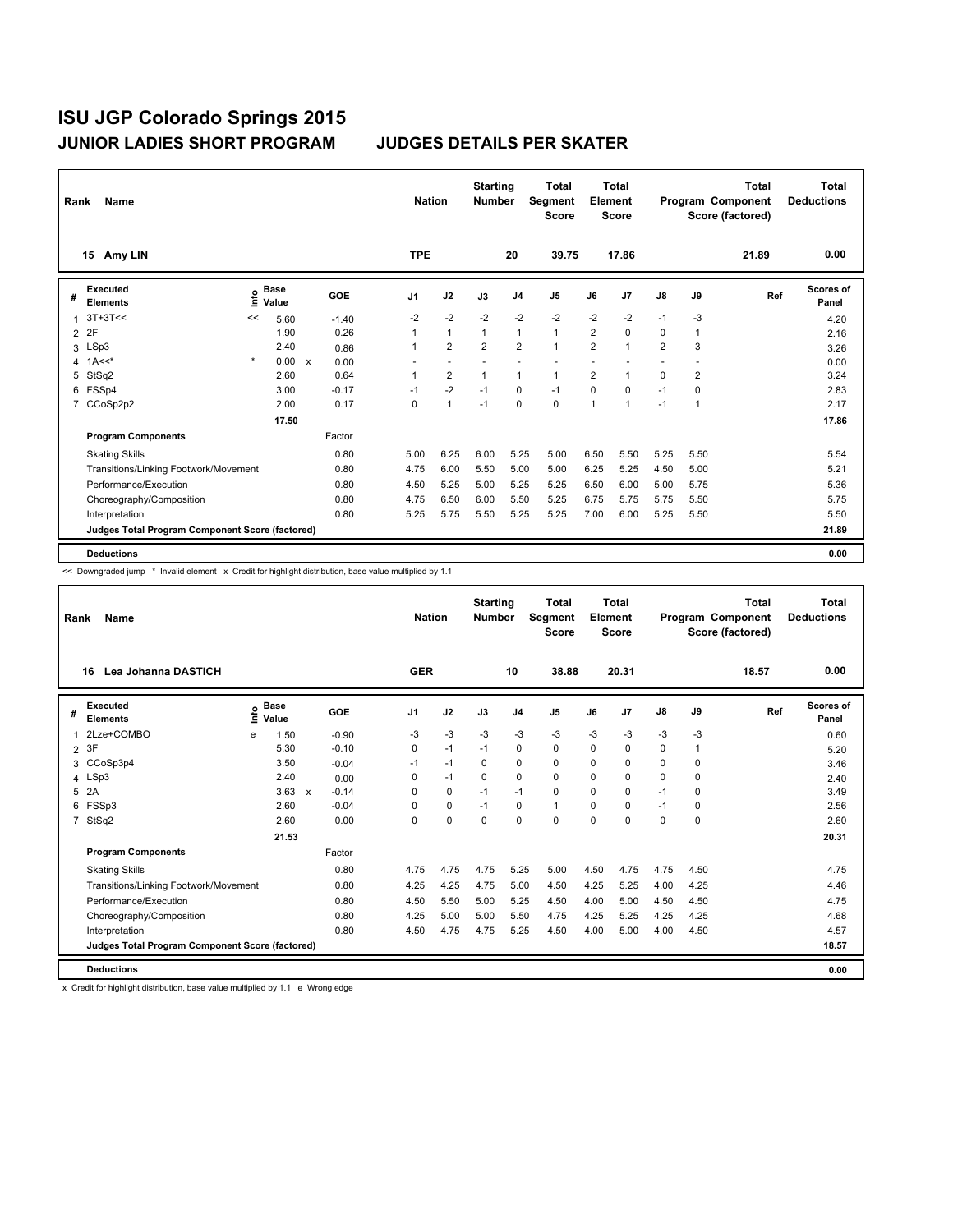# ISU JGP Colorado Springs 2015

## JUNIOR LADIES SHORT PROGRAM JUDGES DETAILS PER SKATER

| Rank | Name | Nation | Starting Number | Total Segment Score | Total Element Score | Total Program Component Score (factored) | Total Deductions |
|---|---|---|---|---|---|---|---|
| 15 | Amy LIN | TPE | 20 | 39.75 | 17.86 | 21.89 | 0.00 |

| # | Executed Elements | Info | Base Value | | GOE | J1 | J2 | J3 | J4 | J5 | J6 | J7 | J8 | J9 | Ref | Scores of Panel |
|---|---|---|---|---|---|---|---|---|---|---|---|---|---|---|---|---|
| 1 | 3T+3T<< | << | 5.60 | | -1.40 | -2 | -2 | -2 | -2 | -2 | -2 | -2 | -1 | -3 | | 4.20 |
| 2 | 2F | | 1.90 | | 0.26 | 1 | 1 | 1 | 1 | 1 | 2 | 0 | 0 | 1 | | 2.16 |
| 3 | LSp3 | | 2.40 | | 0.86 | 1 | 2 | 2 | 2 | 1 | 2 | 1 | 2 | 3 | | 3.26 |
| 4 | 1A<<* | * | 0.00 | x | 0.00 | - | - | - | - | - | - | - | - | - | | 0.00 |
| 5 | StSq2 | | 2.60 | | 0.64 | 1 | 2 | 1 | 1 | 1 | 2 | 1 | 0 | 2 | | 3.24 |
| 6 | FSSp4 | | 3.00 | | -0.17 | -1 | -2 | -1 | 0 | -1 | 0 | 0 | -1 | 0 | | 2.83 |
| 7 | CCoSp2p2 | | 2.00 | | 0.17 | 0 | 1 | -1 | 0 | 0 | 1 | 1 | -1 | 1 | | 2.17 |
| | | | 17.50 | | | | | | | | | | | | | 17.86 |
| | **Program Components** | | | | Factor | | | | | | | | | | | |
| | Skating Skills | | | | 0.80 | 5.00 | 6.25 | 6.00 | 5.25 | 5.00 | 6.50 | 5.50 | 5.25 | 5.50 | | 5.54 |
| | Transitions/Linking Footwork/Movement | | | | 0.80 | 4.75 | 6.00 | 5.50 | 5.00 | 5.00 | 6.25 | 5.25 | 4.50 | 5.00 | | 5.21 |
| | Performance/Execution | | | | 0.80 | 4.50 | 5.25 | 5.00 | 5.25 | 5.25 | 6.50 | 6.00 | 5.00 | 5.75 | | 5.36 |
| | Choreography/Composition | | | | 0.80 | 4.75 | 6.50 | 6.00 | 5.50 | 5.25 | 6.75 | 5.75 | 5.75 | 5.50 | | 5.75 |
| | Interpretation | | | | 0.80 | 5.25 | 5.75 | 5.50 | 5.25 | 5.25 | 7.00 | 6.00 | 5.25 | 5.50 | | 5.50 |
| | **Judges Total Program Component Score (factored)** | | | | | | | | | | | | | | | 21.89 |
| | **Deductions** | | | | | | | | | | | | | | | 0.00 |

<< Downgraded jump * Invalid element x Credit for highlight distribution, base value multiplied by 1.1

| Rank | Name | Nation | Starting Number | Total Segment Score | Total Element Score | Total Program Component Score (factored) | Total Deductions |
|---|---|---|---|---|---|---|---|
| 16 | Lea Johanna DASTICH | GER | 10 | 38.88 | 20.31 | 18.57 | 0.00 |

| # | Executed Elements | Info | Base Value | | GOE | J1 | J2 | J3 | J4 | J5 | J6 | J7 | J8 | J9 | Ref | Scores of Panel |
|---|---|---|---|---|---|---|---|---|---|---|---|---|---|---|---|---|
| 1 | 2Lze+COMBO | e | 1.50 | | -0.90 | -3 | -3 | -3 | -3 | -3 | -3 | -3 | -3 | -3 | | 0.60 |
| 2 | 3F | | 5.30 | | -0.10 | 0 | -1 | -1 | 0 | 0 | 0 | 0 | 0 | 1 | | 5.20 |
| 3 | CCoSp3p4 | | 3.50 | | -0.04 | -1 | -1 | 0 | 0 | 0 | 0 | 0 | 0 | 0 | | 3.46 |
| 4 | LSp3 | | 2.40 | | 0.00 | 0 | -1 | 0 | 0 | 0 | 0 | 0 | 0 | 0 | | 2.40 |
| 5 | 2A | | 3.63 | x | -0.14 | 0 | 0 | -1 | -1 | 0 | 0 | 0 | -1 | 0 | | 3.49 |
| 6 | FSSp3 | | 2.60 | | -0.04 | 0 | 0 | -1 | 0 | 1 | 0 | 0 | -1 | 0 | | 2.56 |
| 7 | StSq2 | | 2.60 | | 0.00 | 0 | 0 | 0 | 0 | 0 | 0 | 0 | 0 | 0 | | 2.60 |
| | | | 21.53 | | | | | | | | | | | | | 20.31 |
| | **Program Components** | | | | Factor | | | | | | | | | | | |
| | Skating Skills | | | | 0.80 | 4.75 | 4.75 | 4.75 | 5.25 | 5.00 | 4.50 | 4.75 | 4.75 | 4.50 | | 4.75 |
| | Transitions/Linking Footwork/Movement | | | | 0.80 | 4.25 | 4.25 | 4.75 | 5.00 | 4.50 | 4.25 | 5.25 | 4.00 | 4.25 | | 4.46 |
| | Performance/Execution | | | | 0.80 | 4.50 | 5.50 | 5.00 | 5.25 | 4.50 | 4.00 | 5.00 | 4.50 | 4.50 | | 4.75 |
| | Choreography/Composition | | | | 0.80 | 4.25 | 5.00 | 5.00 | 5.50 | 4.75 | 4.25 | 5.25 | 4.25 | 4.25 | | 4.68 |
| | Interpretation | | | | 0.80 | 4.50 | 4.75 | 4.75 | 5.25 | 4.50 | 4.00 | 5.00 | 4.00 | 4.50 | | 4.57 |
| | **Judges Total Program Component Score (factored)** | | | | | | | | | | | | | | | 18.57 |
| | **Deductions** | | | | | | | | | | | | | | | 0.00 |

x Credit for highlight distribution, base value multiplied by 1.1 e Wrong edge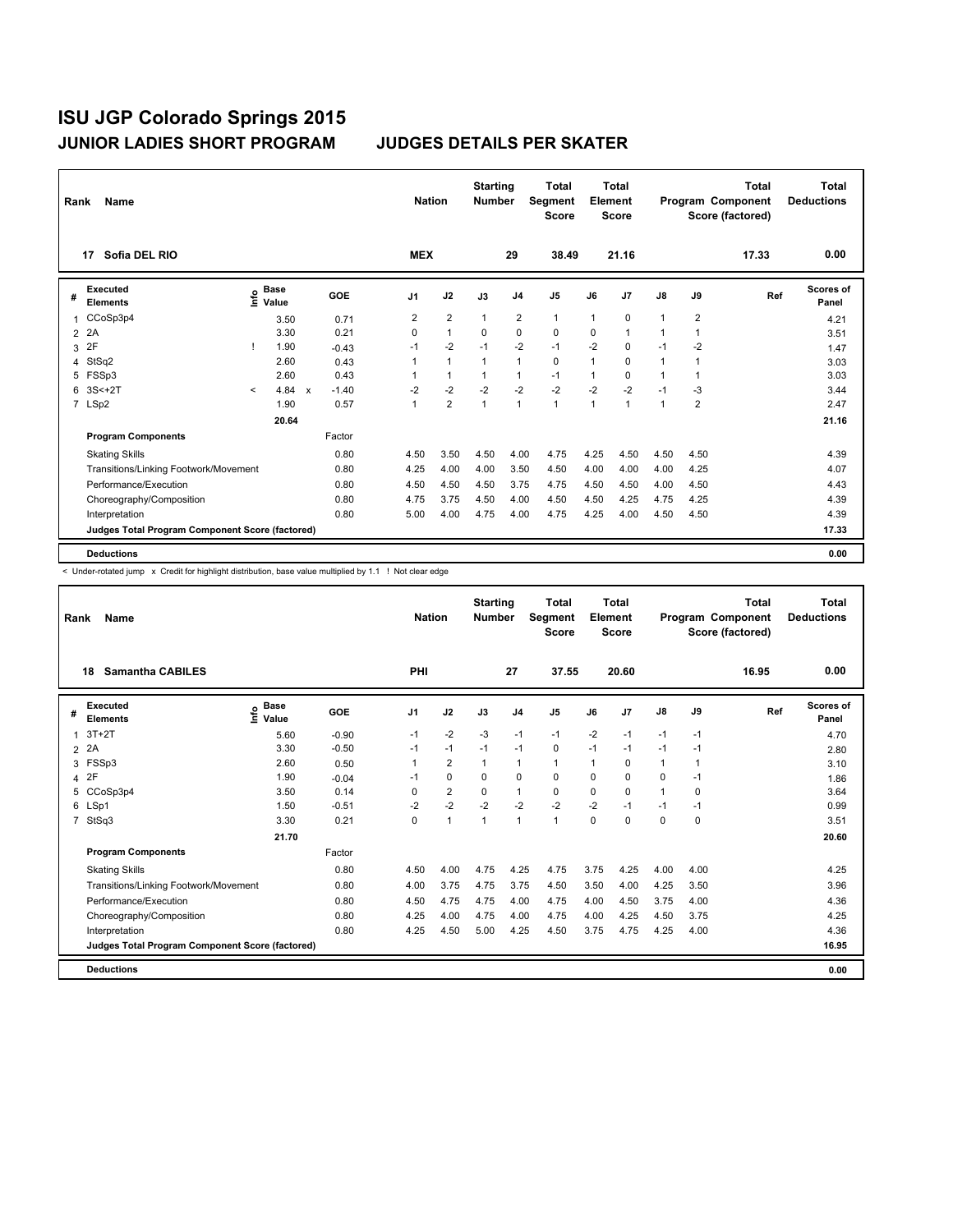# ISU JGP Colorado Springs 2015

## JUNIOR LADIES SHORT PROGRAM — JUDGES DETAILS PER SKATER

| Rank | Name | Nation | Starting Number | Total Segment Score | Total Element Score | Total Program Component Score (factored) | Total Deductions |
|---|---|---|---|---|---|---|---|
| 17 | Sofia DEL RIO | MEX | 29 | 38.49 | 21.16 | 17.33 | 0.00 |

| # | Executed Elements | Info | Base Value | | GOE | J1 | J2 | J3 | J4 | J5 | J6 | J7 | J8 | J9 | Ref | Scores of Panel |
|---|---|---|---|---|---|---|---|---|---|---|---|---|---|---|---|---|
| 1 | CCoSp3p4 | | 3.50 | | 0.71 | 2 | 2 | 1 | 2 | 1 | 1 | 0 | 1 | 2 | | 4.21 |
| 2 | 2A | | 3.30 | | 0.21 | 0 | 1 | 0 | 0 | 0 | 0 | 1 | 1 | 1 | | 3.51 |
| 3 | 2F | ! | 1.90 | | -0.43 | -1 | -2 | -1 | -2 | -1 | -2 | 0 | -1 | -2 | | 1.47 |
| 4 | StSq2 | | 2.60 | | 0.43 | 1 | 1 | 1 | 1 | 0 | 1 | 0 | 1 | 1 | | 3.03 |
| 5 | FSSp3 | | 2.60 | | 0.43 | 1 | 1 | 1 | 1 | -1 | 1 | 0 | 1 | 1 | | 3.03 |
| 6 | 3S<+2T | < | 4.84 | x | -1.40 | -2 | -2 | -2 | -2 | -2 | -2 | -2 | -1 | -3 | | 3.44 |
| 7 | LSp2 | | 1.90 | | 0.57 | 1 | 2 | 1 | 1 | 1 | 1 | 1 | 1 | 2 | | 2.47 |
| | | | 20.64 | | | | | | | | | | | | | 21.16 |

| Program Components | Factor | J1 | J2 | J3 | J4 | J5 | J6 | J7 | J8 | J9 | Scores of Panel |
|---|---|---|---|---|---|---|---|---|---|---|---|
| Skating Skills | 0.80 | 4.50 | 3.50 | 4.50 | 4.00 | 4.75 | 4.25 | 4.50 | 4.50 | 4.50 | 4.39 |
| Transitions/Linking Footwork/Movement | 0.80 | 4.25 | 4.00 | 4.00 | 3.50 | 4.50 | 4.00 | 4.00 | 4.00 | 4.25 | 4.07 |
| Performance/Execution | 0.80 | 4.50 | 4.50 | 4.50 | 3.75 | 4.75 | 4.50 | 4.50 | 4.00 | 4.50 | 4.43 |
| Choreography/Composition | 0.80 | 4.75 | 3.75 | 4.50 | 4.00 | 4.50 | 4.50 | 4.25 | 4.75 | 4.25 | 4.39 |
| Interpretation | 0.80 | 5.00 | 4.00 | 4.75 | 4.00 | 4.75 | 4.25 | 4.00 | 4.50 | 4.50 | 4.39 |
| Judges Total Program Component Score (factored) | | | | | | | | | | | 17.33 |

**Deductions** 0.00

< Under-rotated jump x Credit for highlight distribution, base value multiplied by 1.1 ! Not clear edge

| Rank | Name | Nation | Starting Number | Total Segment Score | Total Element Score | Total Program Component Score (factored) | Total Deductions |
|---|---|---|---|---|---|---|---|
| 18 | Samantha CABILES | PHI | 27 | 37.55 | 20.60 | 16.95 | 0.00 |

| # | Executed Elements | Info | Base Value | GOE | J1 | J2 | J3 | J4 | J5 | J6 | J7 | J8 | J9 | Ref | Scores of Panel |
|---|---|---|---|---|---|---|---|---|---|---|---|---|---|---|---|
| 1 | 3T+2T | | 5.60 | -0.90 | -1 | -2 | -3 | -1 | -1 | -2 | -1 | -1 | -1 | | 4.70 |
| 2 | 2A | | 3.30 | -0.50 | -1 | -1 | -1 | -1 | 0 | -1 | -1 | -1 | -1 | | 2.80 |
| 3 | FSSp3 | | 2.60 | 0.50 | 1 | 2 | 1 | 1 | 1 | 1 | 0 | 1 | 1 | | 3.10 |
| 4 | 2F | | 1.90 | -0.04 | -1 | 0 | 0 | 0 | 0 | 0 | 0 | 0 | -1 | | 1.86 |
| 5 | CCoSp3p4 | | 3.50 | 0.14 | 0 | 2 | 0 | 1 | 0 | 0 | 0 | 1 | 0 | | 3.64 |
| 6 | LSp1 | | 1.50 | -0.51 | -2 | -2 | -2 | -2 | -2 | -2 | -1 | -1 | -1 | | 0.99 |
| 7 | StSq3 | | 3.30 | 0.21 | 0 | 1 | 1 | 1 | 1 | 0 | 0 | 0 | 0 | | 3.51 |
| | | | 21.70 | | | | | | | | | | | | 20.60 |

| Program Components | Factor | J1 | J2 | J3 | J4 | J5 | J6 | J7 | J8 | J9 | Scores of Panel |
|---|---|---|---|---|---|---|---|---|---|---|---|
| Skating Skills | 0.80 | 4.50 | 4.00 | 4.75 | 4.25 | 4.75 | 3.75 | 4.25 | 4.00 | 4.00 | 4.25 |
| Transitions/Linking Footwork/Movement | 0.80 | 4.00 | 3.75 | 4.75 | 3.75 | 4.50 | 3.50 | 4.00 | 4.25 | 3.50 | 3.96 |
| Performance/Execution | 0.80 | 4.50 | 4.75 | 4.75 | 4.00 | 4.75 | 4.00 | 4.50 | 3.75 | 4.00 | 4.36 |
| Choreography/Composition | 0.80 | 4.25 | 4.00 | 4.75 | 4.00 | 4.75 | 4.00 | 4.25 | 4.50 | 3.75 | 4.25 |
| Interpretation | 0.80 | 4.25 | 4.50 | 5.00 | 4.25 | 4.50 | 3.75 | 4.75 | 4.25 | 4.00 | 4.36 |
| Judges Total Program Component Score (factored) | | | | | | | | | | | 16.95 |

**Deductions** 0.00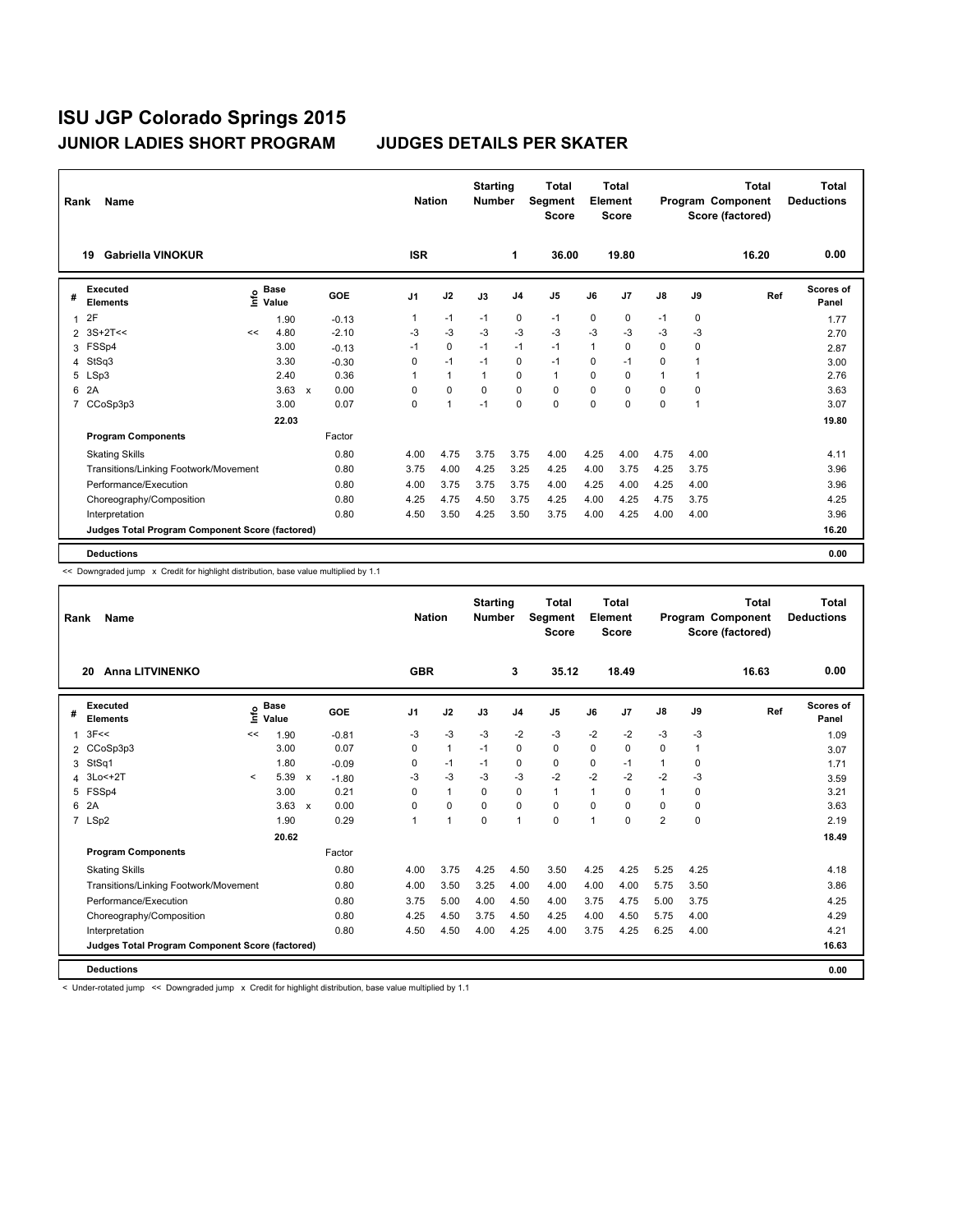# ISU JGP Colorado Springs 2015

## JUNIOR LADIES SHORT PROGRAM    JUDGES DETAILS PER SKATER

| Rank | Name | Nation | Starting Number | Total Segment Score | Total Element Score | Total Program Component Score (factored) | Total Deductions |
|---|---|---|---|---|---|---|---|
| 19 | Gabriella VINOKUR | ISR | 1 | 36.00 | 19.80 | 16.20 | 0.00 |

| # | Executed Elements | Info | Base Value | | GOE | J1 | J2 | J3 | J4 | J5 | J6 | J7 | J8 | J9 | Ref | Scores of Panel |
|---|---|---|---|---|---|---|---|---|---|---|---|---|---|---|---|---|
| 1 | 2F | | 1.90 | | -0.13 | 1 | -1 | -1 | 0 | -1 | 0 | 0 | -1 | 0 | | 1.77 |
| 2 | 3S+2T<< | << | 4.80 | | -2.10 | -3 | -3 | -3 | -3 | -3 | -3 | -3 | -3 | -3 | | 2.70 |
| 3 | FSSp4 | | 3.00 | | -0.13 | -1 | 0 | -1 | -1 | -1 | 1 | 0 | 0 | 0 | | 2.87 |
| 4 | StSq3 | | 3.30 | | -0.30 | 0 | -1 | -1 | 0 | -1 | 0 | -1 | 0 | 1 | | 3.00 |
| 5 | LSp3 | | 2.40 | | 0.36 | 1 | 1 | 1 | 0 | 1 | 0 | 0 | 1 | 1 | | 2.76 |
| 6 | 2A | | 3.63 | x | 0.00 | 0 | 0 | 0 | 0 | 0 | 0 | 0 | 0 | 0 | | 3.63 |
| 7 | CCoSp3p3 | | 3.00 | | 0.07 | 0 | 1 | -1 | 0 | 0 | 0 | 0 | 0 | 1 | | 3.07 |
| | | | 22.03 | | | | | | | | | | | | | 19.80 |

| Program Components | Factor | J1 | J2 | J3 | J4 | J5 | J6 | J7 | J8 | J9 | Ref | Scores of Panel |
|---|---|---|---|---|---|---|---|---|---|---|---|---|
| Skating Skills | 0.80 | 4.00 | 4.75 | 3.75 | 3.75 | 4.00 | 4.25 | 4.00 | 4.75 | 4.00 | | 4.11 |
| Transitions/Linking Footwork/Movement | 0.80 | 3.75 | 4.00 | 4.25 | 3.25 | 4.25 | 4.00 | 3.75 | 4.25 | 3.75 | | 3.96 |
| Performance/Execution | 0.80 | 4.00 | 3.75 | 3.75 | 3.75 | 4.00 | 4.25 | 4.00 | 4.25 | 4.00 | | 3.96 |
| Choreography/Composition | 0.80 | 4.25 | 4.75 | 4.50 | 3.75 | 4.25 | 4.00 | 4.25 | 4.75 | 3.75 | | 4.25 |
| Interpretation | 0.80 | 4.50 | 3.50 | 4.25 | 3.50 | 3.75 | 4.00 | 4.25 | 4.00 | 4.00 | | 3.96 |
| Judges Total Program Component Score (factored) | | | | | | | | | | | | 16.20 |

**Deductions** 0.00

<< Downgraded jump x Credit for highlight distribution, base value multiplied by 1.1

| Rank | Name | Nation | Starting Number | Total Segment Score | Total Element Score | Total Program Component Score (factored) | Total Deductions |
|---|---|---|---|---|---|---|---|
| 20 | Anna LITVINENKO | GBR | 3 | 35.12 | 18.49 | 16.63 | 0.00 |

| # | Executed Elements | Info | Base Value | | GOE | J1 | J2 | J3 | J4 | J5 | J6 | J7 | J8 | J9 | Ref | Scores of Panel |
|---|---|---|---|---|---|---|---|---|---|---|---|---|---|---|---|---|
| 1 | 3F<< | << | 1.90 | | -0.81 | -3 | -3 | -3 | -2 | -3 | -2 | -2 | -3 | -3 | | 1.09 |
| 2 | CCoSp3p3 | | 3.00 | | 0.07 | 0 | 1 | -1 | 0 | 0 | 0 | 0 | 0 | 1 | | 3.07 |
| 3 | StSq1 | | 1.80 | | -0.09 | 0 | -1 | -1 | 0 | 0 | 0 | -1 | 1 | 0 | | 1.71 |
| 4 | 3Lo<+2T | < | 5.39 | x | -1.80 | -3 | -3 | -3 | -3 | -2 | -2 | -2 | -2 | -3 | | 3.59 |
| 5 | FSSp4 | | 3.00 | | 0.21 | 0 | 1 | 0 | 0 | 1 | 1 | 0 | 1 | 0 | | 3.21 |
| 6 | 2A | | 3.63 | x | 0.00 | 0 | 0 | 0 | 0 | 0 | 0 | 0 | 0 | 0 | | 3.63 |
| 7 | LSp2 | | 1.90 | | 0.29 | 1 | 1 | 0 | 1 | 0 | 1 | 0 | 2 | 0 | | 2.19 |
| | | | 20.62 | | | | | | | | | | | | | 18.49 |

| Program Components | Factor | J1 | J2 | J3 | J4 | J5 | J6 | J7 | J8 | J9 | Ref | Scores of Panel |
|---|---|---|---|---|---|---|---|---|---|---|---|---|
| Skating Skills | 0.80 | 4.00 | 3.75 | 4.25 | 4.50 | 3.50 | 4.25 | 4.25 | 5.25 | 4.25 | | 4.18 |
| Transitions/Linking Footwork/Movement | 0.80 | 4.00 | 3.50 | 3.25 | 4.00 | 4.00 | 4.00 | 4.00 | 5.75 | 3.50 | | 3.86 |
| Performance/Execution | 0.80 | 3.75 | 5.00 | 4.00 | 4.50 | 4.00 | 3.75 | 4.75 | 5.00 | 3.75 | | 4.25 |
| Choreography/Composition | 0.80 | 4.25 | 4.50 | 3.75 | 4.50 | 4.25 | 4.00 | 4.50 | 5.75 | 4.00 | | 4.29 |
| Interpretation | 0.80 | 4.50 | 4.50 | 4.00 | 4.25 | 4.00 | 3.75 | 4.25 | 6.25 | 4.00 | | 4.21 |
| Judges Total Program Component Score (factored) | | | | | | | | | | | | 16.63 |

**Deductions** 0.00

< Under-rotated jump << Downgraded jump x Credit for highlight distribution, base value multiplied by 1.1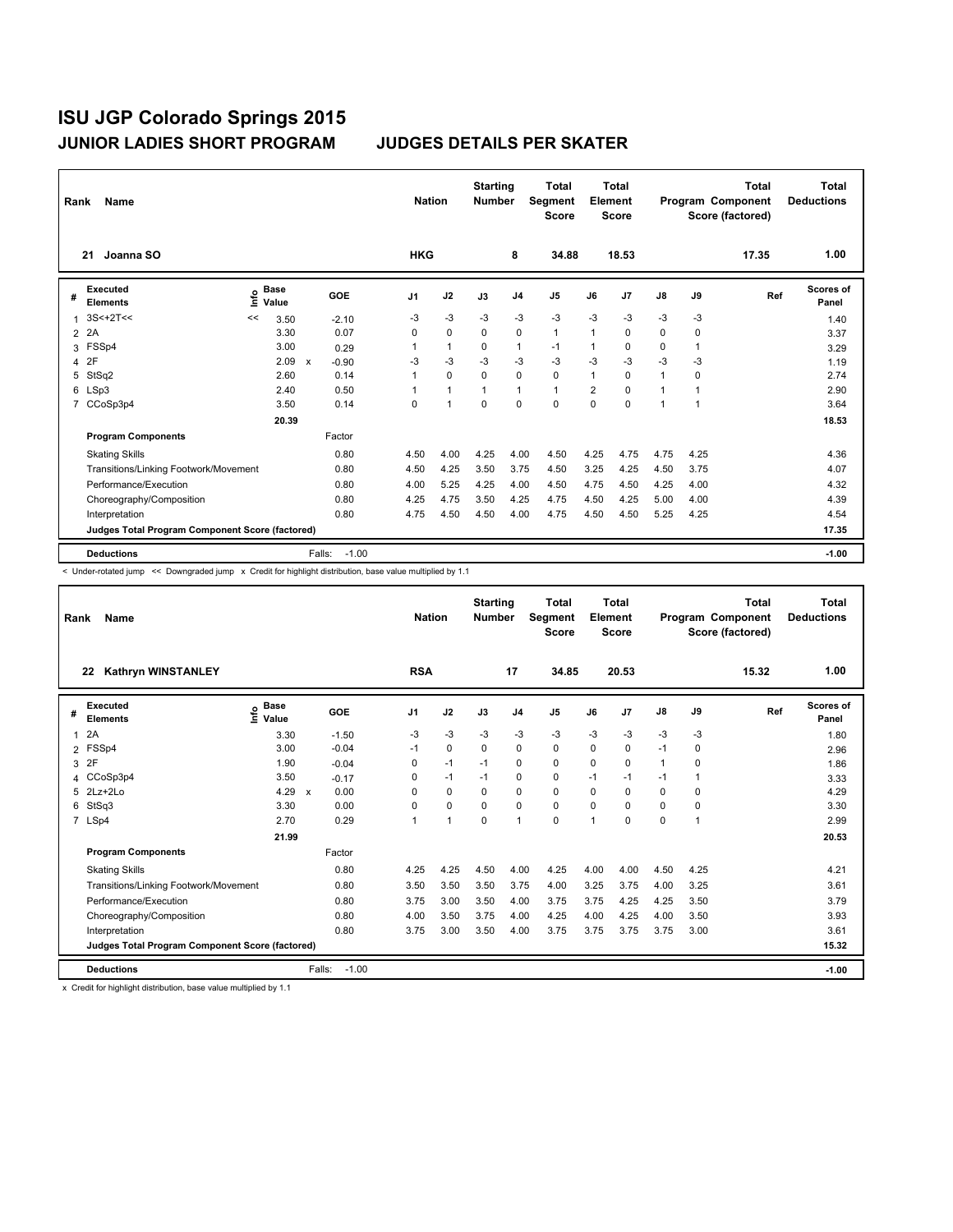# ISU JGP Colorado Springs 2015

## JUNIOR LADIES SHORT PROGRAM — JUDGES DETAILS PER SKATER

| Rank | Name | Nation | Starting Number | Total Segment Score | Total Element Score | Total Program Component Score (factored) | Total Deductions |
|---|---|---|---|---|---|---|---|
| 21 | Joanna SO | HKG | 8 | 34.88 | 18.53 | 17.35 | 1.00 |

| # | Executed Elements | Info | Base Value | | GOE | J1 | J2 | J3 | J4 | J5 | J6 | J7 | J8 | J9 | Ref | Scores of Panel |
|---|---|---|---|---|---|---|---|---|---|---|---|---|---|---|---|---|
| 1 | 3S<+2T<< | << | 3.50 | | -2.10 | -3 | -3 | -3 | -3 | -3 | -3 | -3 | -3 | -3 | | 1.40 |
| 2 | 2A | | 3.30 | | 0.07 | 0 | 0 | 0 | 0 | 1 | 1 | 0 | 0 | 0 | | 3.37 |
| 3 | FSSp4 | | 3.00 | | 0.29 | 1 | 1 | 0 | 1 | -1 | 1 | 0 | 0 | 1 | | 3.29 |
| 4 | 2F | | 2.09 | x | -0.90 | -3 | -3 | -3 | -3 | -3 | -3 | -3 | -3 | -3 | | 1.19 |
| 5 | StSq2 | | 2.60 | | 0.14 | 1 | 0 | 0 | 0 | 0 | 1 | 0 | 1 | 0 | | 2.74 |
| 6 | LSp3 | | 2.40 | | 0.50 | 1 | 1 | 1 | 1 | 1 | 2 | 0 | 1 | 1 | | 2.90 |
| 7 | CCoSp3p4 | | 3.50 | | 0.14 | 0 | 1 | 0 | 0 | 0 | 0 | 0 | 1 | 1 | | 3.64 |
| | | | 20.39 | | | | | | | | | | | | | 18.53 |
| | **Program Components** | | | | Factor | | | | | | | | | | | |
| | Skating Skills | | | | 0.80 | 4.50 | 4.00 | 4.25 | 4.00 | 4.50 | 4.25 | 4.75 | 4.75 | 4.25 | | 4.36 |
| | Transitions/Linking Footwork/Movement | | | | 0.80 | 4.50 | 4.25 | 3.50 | 3.75 | 4.50 | 3.25 | 4.25 | 4.50 | 3.75 | | 4.07 |
| | Performance/Execution | | | | 0.80 | 4.00 | 5.25 | 4.25 | 4.00 | 4.50 | 4.75 | 4.50 | 4.25 | 4.00 | | 4.32 |
| | Choreography/Composition | | | | 0.80 | 4.25 | 4.75 | 3.50 | 4.25 | 4.75 | 4.50 | 4.25 | 5.00 | 4.00 | | 4.39 |
| | Interpretation | | | | 0.80 | 4.75 | 4.50 | 4.50 | 4.00 | 4.75 | 4.50 | 4.50 | 5.25 | 4.25 | | 4.54 |
| | **Judges Total Program Component Score (factored)** | | | | | | | | | | | | | | | 17.35 |
| | **Deductions** | | | Falls: | -1.00 | | | | | | | | | | | -1.00 |

< Under-rotated jump << Downgraded jump x Credit for highlight distribution, base value multiplied by 1.1

| Rank | Name | Nation | Starting Number | Total Segment Score | Total Element Score | Total Program Component Score (factored) | Total Deductions |
|---|---|---|---|---|---|---|---|
| 22 | Kathryn WINSTANLEY | RSA | 17 | 34.85 | 20.53 | 15.32 | 1.00 |

| # | Executed Elements | Info | Base Value | | GOE | J1 | J2 | J3 | J4 | J5 | J6 | J7 | J8 | J9 | Ref | Scores of Panel |
|---|---|---|---|---|---|---|---|---|---|---|---|---|---|---|---|---|
| 1 | 2A | | 3.30 | | -1.50 | -3 | -3 | -3 | -3 | -3 | -3 | -3 | -3 | -3 | | 1.80 |
| 2 | FSSp4 | | 3.00 | | -0.04 | -1 | 0 | 0 | 0 | 0 | 0 | 0 | -1 | 0 | | 2.96 |
| 3 | 2F | | 1.90 | | -0.04 | 0 | -1 | -1 | 0 | 0 | 0 | 0 | 1 | 0 | | 1.86 |
| 4 | CCoSp3p4 | | 3.50 | | -0.17 | 0 | -1 | -1 | 0 | 0 | -1 | -1 | -1 | 1 | | 3.33 |
| 5 | 2Lz+2Lo | | 4.29 | x | 0.00 | 0 | 0 | 0 | 0 | 0 | 0 | 0 | 0 | 0 | | 4.29 |
| 6 | StSq3 | | 3.30 | | 0.00 | 0 | 0 | 0 | 0 | 0 | 0 | 0 | 0 | 0 | | 3.30 |
| 7 | LSp4 | | 2.70 | | 0.29 | 1 | 1 | 0 | 1 | 0 | 1 | 0 | 0 | 1 | | 2.99 |
| | | | 21.99 | | | | | | | | | | | | | 20.53 |
| | **Program Components** | | | | Factor | | | | | | | | | | | |
| | Skating Skills | | | | 0.80 | 4.25 | 4.25 | 4.50 | 4.00 | 4.25 | 4.00 | 4.00 | 4.50 | 4.25 | | 4.21 |
| | Transitions/Linking Footwork/Movement | | | | 0.80 | 3.50 | 3.50 | 3.50 | 3.75 | 4.00 | 3.25 | 3.75 | 4.00 | 3.25 | | 3.61 |
| | Performance/Execution | | | | 0.80 | 3.75 | 3.00 | 3.50 | 4.00 | 3.75 | 3.75 | 4.25 | 4.25 | 3.50 | | 3.79 |
| | Choreography/Composition | | | | 0.80 | 4.00 | 3.50 | 3.75 | 4.00 | 4.25 | 4.00 | 4.25 | 4.00 | 3.50 | | 3.93 |
| | Interpretation | | | | 0.80 | 3.75 | 3.00 | 3.50 | 4.00 | 3.75 | 3.75 | 3.75 | 3.75 | 3.00 | | 3.61 |
| | **Judges Total Program Component Score (factored)** | | | | | | | | | | | | | | | 15.32 |
| | **Deductions** | | | Falls: | -1.00 | | | | | | | | | | | -1.00 |

x Credit for highlight distribution, base value multiplied by 1.1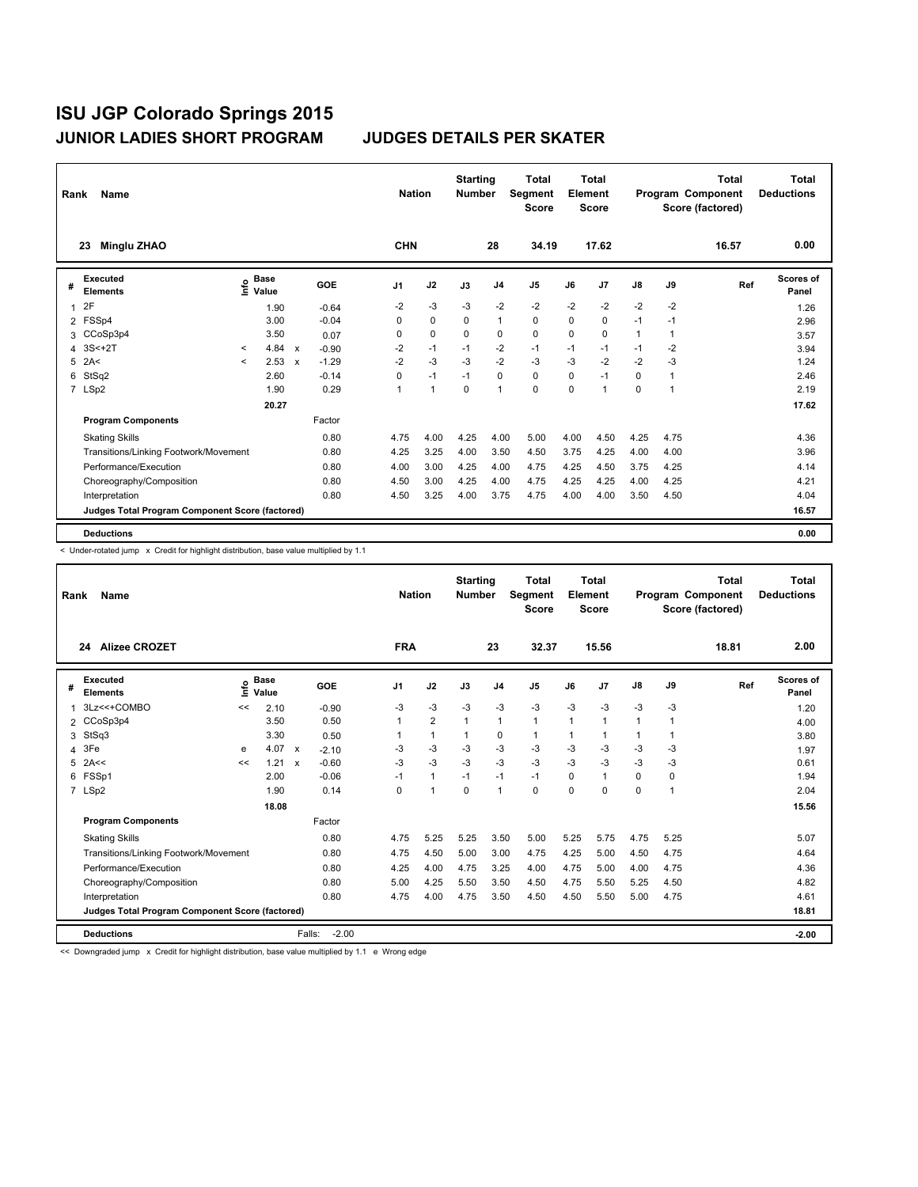# ISU JGP Colorado Springs 2015

## JUNIOR LADIES SHORT PROGRAM — JUDGES DETAILS PER SKATER

| Rank | Name | Nation | Starting Number | Total Segment Score | Total Element Score | Total Program Component Score (factored) | Total Deductions |
|---|---|---|---|---|---|---|---|
| 23 | Minglu ZHAO | CHN | 28 | 34.19 | 17.62 | 16.57 | 0.00 |

| # | Executed Elements | Info | Base Value | | GOE | J1 | J2 | J3 | J4 | J5 | J6 | J7 | J8 | J9 | Ref | Scores of Panel |
|---|---|---|---|---|---|---|---|---|---|---|---|---|---|---|---|---|
| 1 | 2F | | 1.90 | | -0.64 | -2 | -3 | -3 | -2 | -2 | -2 | -2 | -2 | -2 | | 1.26 |
| 2 | FSSp4 | | 3.00 | | -0.04 | 0 | 0 | 0 | 1 | 0 | 0 | 0 | -1 | -1 | | 2.96 |
| 3 | CCoSp3p4 | | 3.50 | | 0.07 | 0 | 0 | 0 | 0 | 0 | 0 | 0 | 1 | 1 | | 3.57 |
| 4 | 3S<+2T | < | 4.84 | x | -0.90 | -2 | -1 | -1 | -2 | -1 | -1 | -1 | -1 | -2 | | 3.94 |
| 5 | 2A< | < | 2.53 | x | -1.29 | -2 | -3 | -3 | -2 | -3 | -3 | -2 | -2 | -3 | | 1.24 |
| 6 | StSq2 | | 2.60 | | -0.14 | 0 | -1 | -1 | 0 | 0 | 0 | -1 | 0 | 1 | | 2.46 |
| 7 | LSp2 | | 1.90 | | 0.29 | 1 | 1 | 0 | 1 | 0 | 0 | 1 | 0 | 1 | | 2.19 |
| | | | 20.27 | | | | | | | | | | | | | 17.62 |

| Program Components | Factor | J1 | J2 | J3 | J4 | J5 | J6 | J7 | J8 | J9 | Ref | Scores of Panel |
|---|---|---|---|---|---|---|---|---|---|---|---|---|
| Skating Skills | 0.80 | 4.75 | 4.00 | 4.25 | 4.00 | 5.00 | 4.00 | 4.50 | 4.25 | 4.75 | | 4.36 |
| Transitions/Linking Footwork/Movement | 0.80 | 4.25 | 3.25 | 4.00 | 3.50 | 4.50 | 3.75 | 4.25 | 4.00 | 4.00 | | 3.96 |
| Performance/Execution | 0.80 | 4.00 | 3.00 | 4.25 | 4.00 | 4.75 | 4.25 | 4.50 | 3.75 | 4.25 | | 4.14 |
| Choreography/Composition | 0.80 | 4.50 | 3.00 | 4.25 | 4.00 | 4.75 | 4.25 | 4.25 | 4.00 | 4.25 | | 4.21 |
| Interpretation | 0.80 | 4.50 | 3.25 | 4.00 | 3.75 | 4.75 | 4.00 | 4.00 | 3.50 | 4.50 | | 4.04 |
| Judges Total Program Component Score (factored) | | | | | | | | | | | | 16.57 |
| **Deductions** | | | | | | | | | | | | 0.00 |

< Under-rotated jump x Credit for highlight distribution, base value multiplied by 1.1

| Rank | Name | Nation | Starting Number | Total Segment Score | Total Element Score | Total Program Component Score (factored) | Total Deductions |
|---|---|---|---|---|---|---|---|
| 24 | Alizee CROZET | FRA | 23 | 32.37 | 15.56 | 18.81 | 2.00 |

| # | Executed Elements | Info | Base Value | | GOE | J1 | J2 | J3 | J4 | J5 | J6 | J7 | J8 | J9 | Ref | Scores of Panel |
|---|---|---|---|---|---|---|---|---|---|---|---|---|---|---|---|---|
| 1 | 3Lz<<+COMBO | << | 2.10 | | -0.90 | -3 | -3 | -3 | -3 | -3 | -3 | -3 | -3 | -3 | | 1.20 |
| 2 | CCoSp3p4 | | 3.50 | | 0.50 | 1 | 2 | 1 | 1 | 1 | 1 | 1 | 1 | 1 | | 4.00 |
| 3 | StSq3 | | 3.30 | | 0.50 | 1 | 1 | 1 | 0 | 1 | 1 | 1 | 1 | 1 | | 3.80 |
| 4 | 3Fe | e | 4.07 | x | -2.10 | -3 | -3 | -3 | -3 | -3 | -3 | -3 | -3 | -3 | | 1.97 |
| 5 | 2A<< | << | 1.21 | x | -0.60 | -3 | -3 | -3 | -3 | -3 | -3 | -3 | -3 | -3 | | 0.61 |
| 6 | FSSp1 | | 2.00 | | -0.06 | -1 | 1 | -1 | -1 | -1 | 0 | 1 | 0 | 0 | | 1.94 |
| 7 | LSp2 | | 1.90 | | 0.14 | 0 | 1 | 0 | 1 | 0 | 0 | 0 | 0 | 1 | | 2.04 |
| | | | 18.08 | | | | | | | | | | | | | 15.56 |

| Program Components | Factor | J1 | J2 | J3 | J4 | J5 | J6 | J7 | J8 | J9 | Ref | Scores of Panel |
|---|---|---|---|---|---|---|---|---|---|---|---|---|
| Skating Skills | 0.80 | 4.75 | 5.25 | 5.25 | 3.50 | 5.00 | 5.25 | 5.75 | 4.75 | 5.25 | | 5.07 |
| Transitions/Linking Footwork/Movement | 0.80 | 4.75 | 4.50 | 5.00 | 3.00 | 4.75 | 4.25 | 5.00 | 4.50 | 4.75 | | 4.64 |
| Performance/Execution | 0.80 | 4.25 | 4.00 | 4.75 | 3.25 | 4.00 | 4.75 | 5.00 | 4.00 | 4.75 | | 4.36 |
| Choreography/Composition | 0.80 | 5.00 | 4.25 | 5.50 | 3.50 | 4.50 | 4.75 | 5.50 | 5.25 | 4.50 | | 4.82 |
| Interpretation | 0.80 | 4.75 | 4.00 | 4.75 | 3.50 | 4.50 | 4.50 | 5.50 | 5.00 | 4.75 | | 4.61 |
| Judges Total Program Component Score (factored) | | | | | | | | | | | | 18.81 |
| **Deductions** | Falls: -2.00 | | | | | | | | | | | -2.00 |

<< Downgraded jump x Credit for highlight distribution, base value multiplied by 1.1 e Wrong edge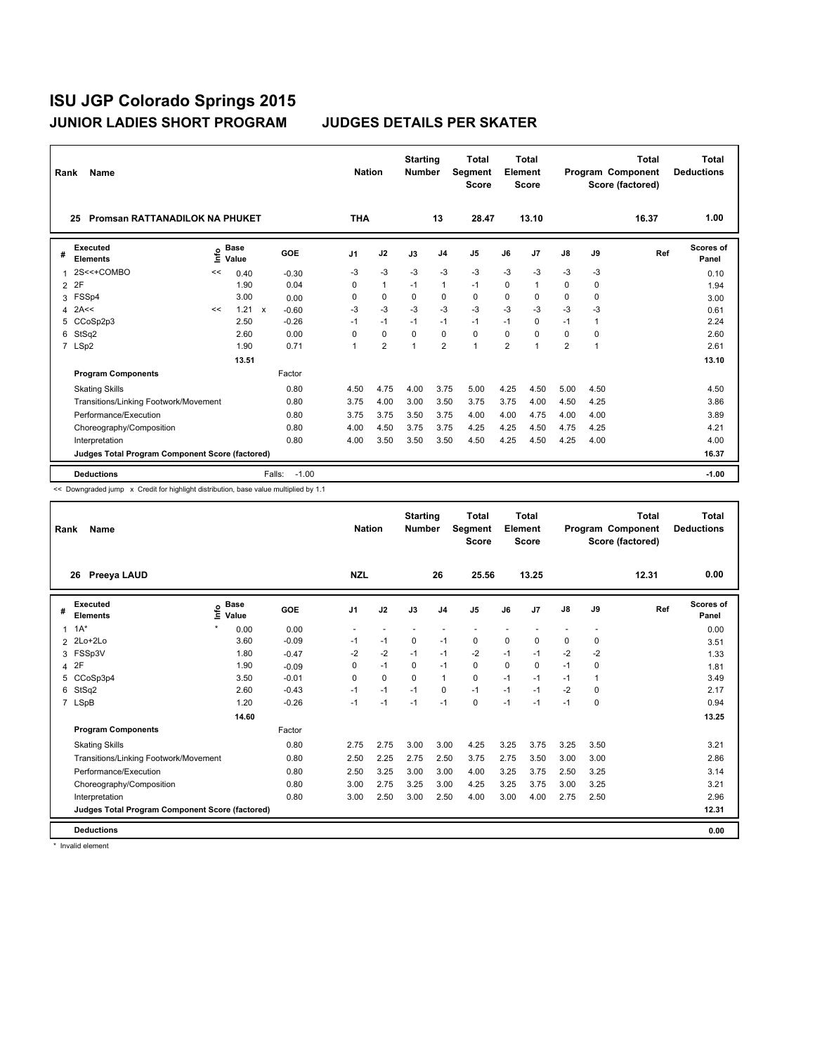# ISU JGP Colorado Springs 2015

## JUNIOR LADIES SHORT PROGRAM — JUDGES DETAILS PER SKATER

| Rank | Name | Nation | Starting Number | Total Segment Score | Total Element Score | Total Program Component Score (factored) | Total Deductions |
|---|---|---|---|---|---|---|---|
| 25 | Promsan RATTANADILOK NA PHUKET | THA | 13 | 28.47 | 13.10 | 16.37 | 1.00 |

| # | Executed Elements | Info | Base Value | | GOE | J1 | J2 | J3 | J4 | J5 | J6 | J7 | J8 | J9 | Ref | Scores of Panel |
|---|---|---|---|---|---|---|---|---|---|---|---|---|---|---|---|---|
| 1 | 2S<<+COMBO | << | 0.40 | | -0.30 | -3 | -3 | -3 | -3 | -3 | -3 | -3 | -3 | -3 | | 0.10 |
| 2 | 2F | | 1.90 | | 0.04 | 0 | 1 | -1 | 1 | -1 | 0 | 1 | 0 | 0 | | 1.94 |
| 3 | FSSp4 | | 3.00 | | 0.00 | 0 | 0 | 0 | 0 | 0 | 0 | 0 | 0 | 0 | | 3.00 |
| 4 | 2A<< | << | 1.21 | x | -0.60 | -3 | -3 | -3 | -3 | -3 | -3 | -3 | -3 | -3 | | 0.61 |
| 5 | CCoSp2p3 | | 2.50 | | -0.26 | -1 | -1 | -1 | -1 | -1 | -1 | 0 | -1 | 1 | | 2.24 |
| 6 | StSq2 | | 2.60 | | 0.00 | 0 | 0 | 0 | 0 | 0 | 0 | 0 | 0 | 0 | | 2.60 |
| 7 | LSp2 | | 1.90 | | 0.71 | 1 | 2 | 1 | 2 | 1 | 2 | 1 | 2 | 1 | | 2.61 |
| | | | 13.51 | | | | | | | | | | | | | 13.10 |

| Program Components | Factor | J1 | J2 | J3 | J4 | J5 | J6 | J7 | J8 | J9 | Scores of Panel |
|---|---|---|---|---|---|---|---|---|---|---|---|
| Skating Skills | 0.80 | 4.50 | 4.75 | 4.00 | 3.75 | 5.00 | 4.25 | 4.50 | 5.00 | 4.50 | 4.50 |
| Transitions/Linking Footwork/Movement | 0.80 | 3.75 | 4.00 | 3.00 | 3.50 | 3.75 | 3.75 | 4.00 | 4.50 | 4.25 | 3.86 |
| Performance/Execution | 0.80 | 3.75 | 3.75 | 3.50 | 3.75 | 4.00 | 4.00 | 4.75 | 4.00 | 4.00 | 3.89 |
| Choreography/Composition | 0.80 | 4.00 | 4.50 | 3.75 | 3.75 | 4.25 | 4.25 | 4.50 | 4.75 | 4.25 | 4.21 |
| Interpretation | 0.80 | 4.00 | 3.50 | 3.50 | 3.50 | 4.50 | 4.25 | 4.50 | 4.25 | 4.00 | 4.00 |
| Judges Total Program Component Score (factored) | | | | | | | | | | | 16.37 |

| Deductions | Falls: | -1.00 | -1.00 |
|---|---|---|---|

<< Downgraded jump x Credit for highlight distribution, base value multiplied by 1.1

| Rank | Name | Nation | Starting Number | Total Segment Score | Total Element Score | Total Program Component Score (factored) | Total Deductions |
|---|---|---|---|---|---|---|---|
| 26 | Preeya LAUD | NZL | 26 | 25.56 | 13.25 | 12.31 | 0.00 |

| # | Executed Elements | Info | Base Value | GOE | J1 | J2 | J3 | J4 | J5 | J6 | J7 | J8 | J9 | Ref | Scores of Panel |
|---|---|---|---|---|---|---|---|---|---|---|---|---|---|---|---|
| 1 | 1A* | * | 0.00 | 0.00 | - | - | - | - | - | - | - | - | - | | 0.00 |
| 2 | 2Lo+2Lo | | 3.60 | -0.09 | -1 | -1 | 0 | -1 | 0 | 0 | 0 | 0 | 0 | | 3.51 |
| 3 | FSSp3V | | 1.80 | -0.47 | -2 | -2 | -1 | -1 | -2 | -1 | -1 | -2 | -2 | | 1.33 |
| 4 | 2F | | 1.90 | -0.09 | 0 | -1 | 0 | -1 | 0 | 0 | 0 | -1 | 0 | | 1.81 |
| 5 | CCoSp3p4 | | 3.50 | -0.01 | 0 | 0 | 0 | 1 | 0 | -1 | -1 | -1 | 1 | | 3.49 |
| 6 | StSq2 | | 2.60 | -0.43 | -1 | -1 | -1 | 0 | -1 | -1 | -1 | -2 | 0 | | 2.17 |
| 7 | LSpB | | 1.20 | -0.26 | -1 | -1 | -1 | -1 | 0 | -1 | -1 | -1 | 0 | | 0.94 |
| | | | 14.60 | | | | | | | | | | | | 13.25 |

| Program Components | Factor | J1 | J2 | J3 | J4 | J5 | J6 | J7 | J8 | J9 | Scores of Panel |
|---|---|---|---|---|---|---|---|---|---|---|---|
| Skating Skills | 0.80 | 2.75 | 2.75 | 3.00 | 3.00 | 4.25 | 3.25 | 3.75 | 3.25 | 3.50 | 3.21 |
| Transitions/Linking Footwork/Movement | 0.80 | 2.50 | 2.25 | 2.75 | 2.50 | 3.75 | 2.75 | 3.50 | 3.00 | 3.00 | 2.86 |
| Performance/Execution | 0.80 | 2.50 | 3.25 | 3.00 | 3.00 | 4.00 | 3.25 | 3.75 | 2.50 | 3.25 | 3.14 |
| Choreography/Composition | 0.80 | 3.00 | 2.75 | 3.25 | 3.00 | 4.25 | 3.25 | 3.75 | 3.00 | 3.25 | 3.21 |
| Interpretation | 0.80 | 3.00 | 2.50 | 3.00 | 2.50 | 4.00 | 3.00 | 4.00 | 2.75 | 2.50 | 2.96 |
| Judges Total Program Component Score (factored) | | | | | | | | | | | 12.31 |

| Deductions | 0.00 |
|---|---|

* Invalid element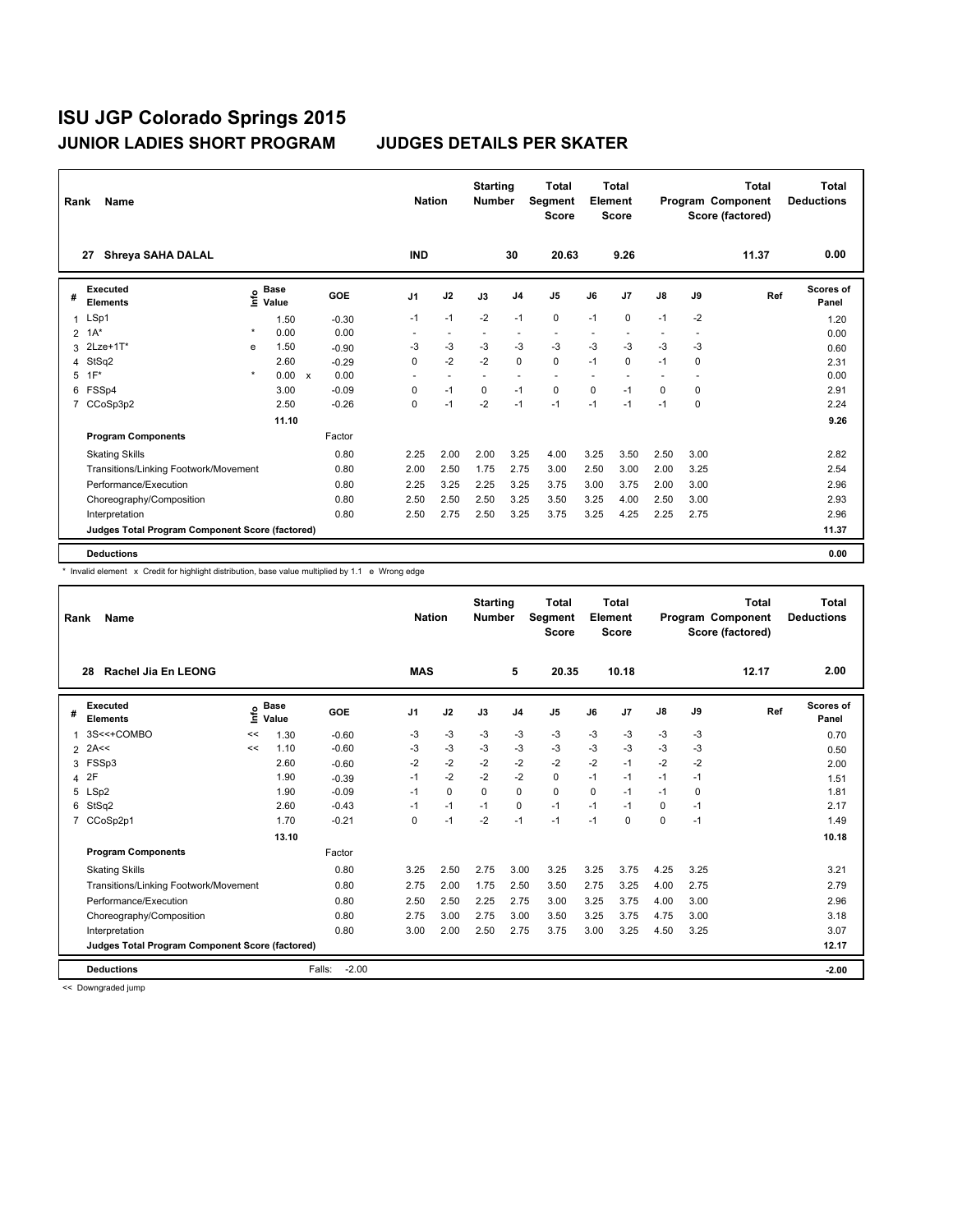# ISU JGP Colorado Springs 2015

## JUNIOR LADIES SHORT PROGRAM JUDGES DETAILS PER SKATER

| Rank | Name | Nation | Starting Number | Total Segment Score | Total Element Score | Total Program Component Score (factored) | Total Deductions |
|---|---|---|---|---|---|---|---|
| 27 | Shreya SAHA DALAL | IND | 30 | 20.63 | 9.26 | 11.37 | 0.00 |

| # | Executed Elements | Info | Base Value | | GOE | J1 | J2 | J3 | J4 | J5 | J6 | J7 | J8 | J9 | Ref | Scores of Panel |
|---|---|---|---|---|---|---|---|---|---|---|---|---|---|---|---|---|
| 1 | LSp1 | | 1.50 | | -0.30 | -1 | -1 | -2 | -1 | 0 | -1 | 0 | -1 | -2 | | 1.20 |
| 2 | 1A* | * | 0.00 | | 0.00 | - | - | - | - | - | - | - | - | - | | 0.00 |
| 3 | 2Lze+1T* | e | 1.50 | | -0.90 | -3 | -3 | -3 | -3 | -3 | -3 | -3 | -3 | -3 | | 0.60 |
| 4 | StSq2 | | 2.60 | | -0.29 | 0 | -2 | -2 | 0 | 0 | -1 | 0 | -1 | 0 | | 2.31 |
| 5 | 1F* | * | 0.00 | x | 0.00 | - | - | - | - | - | - | - | - | - | | 0.00 |
| 6 | FSSp4 | | 3.00 | | -0.09 | 0 | -1 | 0 | -1 | 0 | 0 | -1 | 0 | 0 | | 2.91 |
| 7 | CCoSp3p2 | | 2.50 | | -0.26 | 0 | -1 | -2 | -1 | -1 | -1 | -1 | -1 | 0 | | 2.24 |
| | | | 11.10 | | | | | | | | | | | | | 9.26 |
| | **Program Components** | | | | Factor | | | | | | | | | | | |
| | Skating Skills | | | | 0.80 | 2.25 | 2.00 | 2.00 | 3.25 | 4.00 | 3.25 | 3.50 | 2.50 | 3.00 | | 2.82 |
| | Transitions/Linking Footwork/Movement | | | | 0.80 | 2.00 | 2.50 | 1.75 | 2.75 | 3.00 | 2.50 | 3.00 | 2.00 | 3.25 | | 2.54 |
| | Performance/Execution | | | | 0.80 | 2.25 | 3.25 | 2.25 | 3.25 | 3.75 | 3.00 | 3.75 | 2.00 | 3.00 | | 2.96 |
| | Choreography/Composition | | | | 0.80 | 2.50 | 2.50 | 2.50 | 3.25 | 3.50 | 3.25 | 4.00 | 2.50 | 3.00 | | 2.93 |
| | Interpretation | | | | 0.80 | 2.50 | 2.75 | 2.50 | 3.25 | 3.75 | 3.25 | 4.25 | 2.25 | 2.75 | | 2.96 |
| | **Judges Total Program Component Score (factored)** | | | | | | | | | | | | | | | 11.37 |
| | **Deductions** | | | | | | | | | | | | | | | 0.00 |

\* Invalid element x Credit for highlight distribution, base value multiplied by 1.1 e Wrong edge

| Rank | Name | Nation | Starting Number | Total Segment Score | Total Element Score | Total Program Component Score (factored) | Total Deductions |
|---|---|---|---|---|---|---|---|
| 28 | Rachel Jia En LEONG | MAS | 5 | 20.35 | 10.18 | 12.17 | 2.00 |

| # | Executed Elements | Info | Base Value | GOE | J1 | J2 | J3 | J4 | J5 | J6 | J7 | J8 | J9 | Ref | Scores of Panel |
|---|---|---|---|---|---|---|---|---|---|---|---|---|---|---|---|
| 1 | 3S<<+COMBO | << | 1.30 | -0.60 | -3 | -3 | -3 | -3 | -3 | -3 | -3 | -3 | -3 | | 0.70 |
| 2 | 2A<< | << | 1.10 | -0.60 | -3 | -3 | -3 | -3 | -3 | -3 | -3 | -3 | -3 | | 0.50 |
| 3 | FSSp3 | | 2.60 | -0.60 | -2 | -2 | -2 | -2 | -2 | -2 | -1 | -2 | -2 | | 2.00 |
| 4 | 2F | | 1.90 | -0.39 | -1 | -2 | -2 | -2 | 0 | -1 | -1 | -1 | -1 | | 1.51 |
| 5 | LSp2 | | 1.90 | -0.09 | -1 | 0 | 0 | 0 | 0 | 0 | -1 | -1 | 0 | | 1.81 |
| 6 | StSq2 | | 2.60 | -0.43 | -1 | -1 | -1 | 0 | -1 | -1 | -1 | 0 | -1 | | 2.17 |
| 7 | CCoSp2p1 | | 1.70 | -0.21 | 0 | -1 | -2 | -1 | -1 | -1 | 0 | 0 | -1 | | 1.49 |
| | | | 13.10 | | | | | | | | | | | | 10.18 |
| | **Program Components** | | | Factor | | | | | | | | | | | |
| | Skating Skills | | | 0.80 | 3.25 | 2.50 | 2.75 | 3.00 | 3.25 | 3.25 | 3.75 | 4.25 | 3.25 | | 3.21 |
| | Transitions/Linking Footwork/Movement | | | 0.80 | 2.75 | 2.00 | 1.75 | 2.50 | 3.50 | 2.75 | 3.25 | 4.00 | 2.75 | | 2.79 |
| | Performance/Execution | | | 0.80 | 2.50 | 2.50 | 2.25 | 2.75 | 3.00 | 3.25 | 3.75 | 4.00 | 3.00 | | 2.96 |
| | Choreography/Composition | | | 0.80 | 2.75 | 3.00 | 2.75 | 3.00 | 3.50 | 3.25 | 3.75 | 4.75 | 3.00 | | 3.18 |
| | Interpretation | | | 0.80 | 3.00 | 2.00 | 2.50 | 2.75 | 3.75 | 3.00 | 3.25 | 4.50 | 3.25 | | 3.07 |
| | **Judges Total Program Component Score (factored)** | | | | | | | | | | | | | | 12.17 |
| | **Deductions** | | Falls: | -2.00 | | | | | | | | | | | -2.00 |

<< Downgraded jump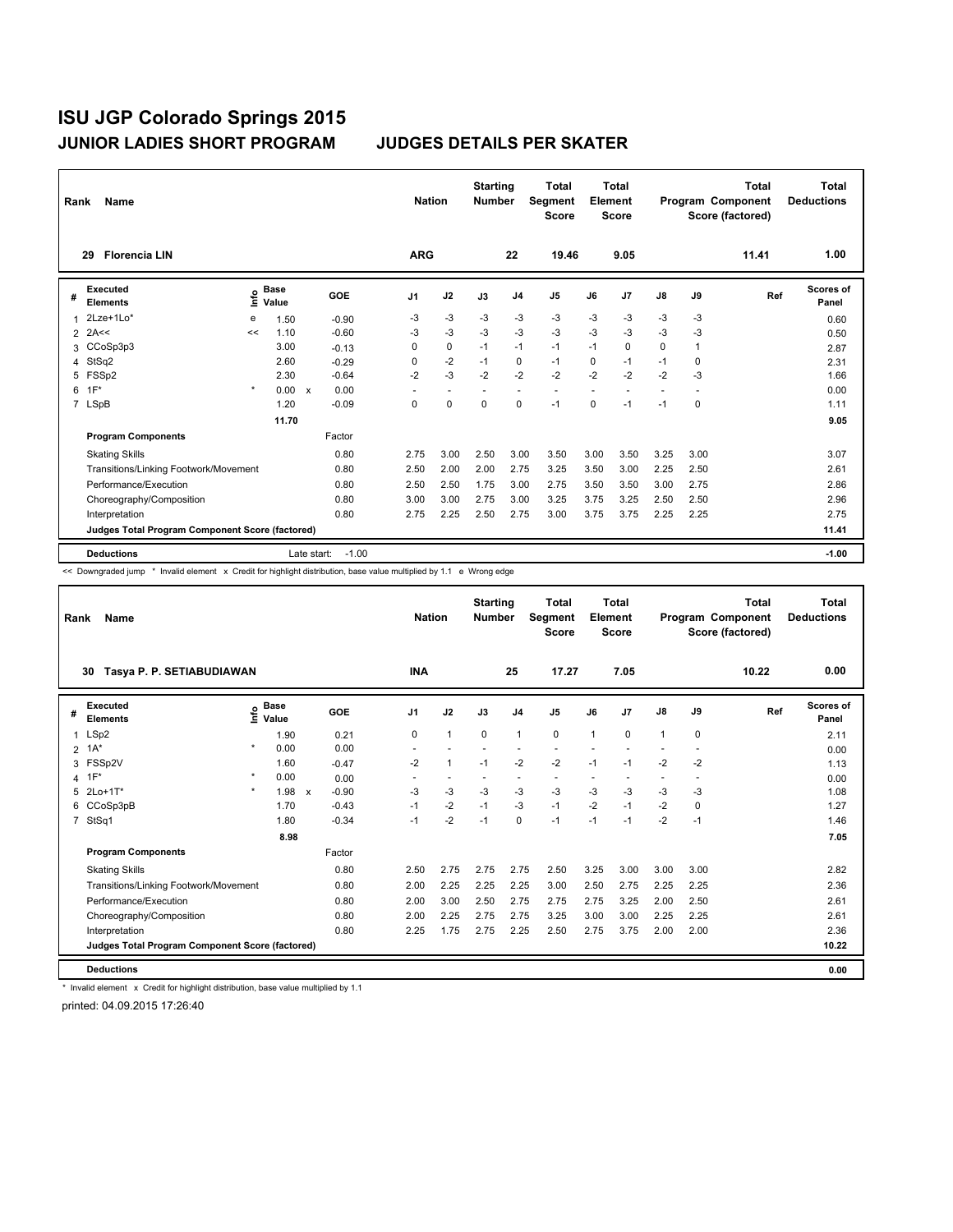# ISU JGP Colorado Springs 2015

## JUNIOR LADIES SHORT PROGRAM JUDGES DETAILS PER SKATER

| Rank | Name | Nation | Starting Number | Total Segment Score | Total Element Score | Total Program Component Score (factored) | Total Deductions |
|---|---|---|---|---|---|---|---|
| 29 | Florencia LIN | ARG | 22 | 19.46 | 9.05 | 11.41 | 1.00 |

| # | Executed Elements | Info | Base Value | | GOE | J1 | J2 | J3 | J4 | J5 | J6 | J7 | J8 | J9 | Ref | Scores of Panel |
|---|---|---|---|---|---|---|---|---|---|---|---|---|---|---|---|---|
| 1 | 2Lze+1Lo* | e | 1.50 | | -0.90 | -3 | -3 | -3 | -3 | -3 | -3 | -3 | -3 | -3 | | 0.60 |
| 2 | 2A<< | << | 1.10 | | -0.60 | -3 | -3 | -3 | -3 | -3 | -3 | -3 | -3 | -3 | | 0.50 |
| 3 | CCoSp3p3 | | 3.00 | | -0.13 | 0 | 0 | -1 | -1 | -1 | -1 | 0 | 0 | 1 | | 2.87 |
| 4 | StSq2 | | 2.60 | | -0.29 | 0 | -2 | -1 | 0 | -1 | 0 | -1 | -1 | 0 | | 2.31 |
| 5 | FSSp2 | | 2.30 | | -0.64 | -2 | -3 | -2 | -2 | -2 | -2 | -2 | -2 | -3 | | 1.66 |
| 6 | 1F* | * | 0.00 | x | 0.00 | - | - | - | - | - | - | - | - | - | | 0.00 |
| 7 | LSpB | | 1.20 | | -0.09 | 0 | 0 | 0 | 0 | -1 | 0 | -1 | -1 | 0 | | 1.11 |
| | | | 11.70 | | | | | | | | | | | | | 9.05 |

| Program Components | Factor | J1 | J2 | J3 | J4 | J5 | J6 | J7 | J8 | J9 | Scores of Panel |
|---|---|---|---|---|---|---|---|---|---|---|---|
| Skating Skills | 0.80 | 2.75 | 3.00 | 2.50 | 3.00 | 3.50 | 3.00 | 3.50 | 3.25 | 3.00 | 3.07 |
| Transitions/Linking Footwork/Movement | 0.80 | 2.50 | 2.00 | 2.00 | 2.75 | 3.25 | 3.50 | 3.00 | 2.25 | 2.50 | 2.61 |
| Performance/Execution | 0.80 | 2.50 | 2.50 | 1.75 | 3.00 | 2.75 | 3.50 | 3.50 | 3.00 | 2.75 | 2.86 |
| Choreography/Composition | 0.80 | 3.00 | 3.00 | 2.75 | 3.00 | 3.25 | 3.75 | 3.25 | 2.50 | 2.50 | 2.96 |
| Interpretation | 0.80 | 2.75 | 2.25 | 2.50 | 2.75 | 3.00 | 3.75 | 3.75 | 2.25 | 2.25 | 2.75 |
| Judges Total Program Component Score (factored) | | | | | | | | | | | 11.41 |

**Deductions** Late start: -1.00 **-1.00**

<< Downgraded jump * Invalid element x Credit for highlight distribution, base value multiplied by 1.1 e Wrong edge

| Rank | Name | Nation | Starting Number | Total Segment Score | Total Element Score | Total Program Component Score (factored) | Total Deductions |
|---|---|---|---|---|---|---|---|
| 30 | Tasya P. P. SETIABUDIAWAN | INA | 25 | 17.27 | 7.05 | 10.22 | 0.00 |

| # | Executed Elements | Info | Base Value | | GOE | J1 | J2 | J3 | J4 | J5 | J6 | J7 | J8 | J9 | Ref | Scores of Panel |
|---|---|---|---|---|---|---|---|---|---|---|---|---|---|---|---|---|
| 1 | LSp2 | | 1.90 | | 0.21 | 0 | 1 | 0 | 1 | 0 | 1 | 0 | 1 | 0 | | 2.11 |
| 2 | 1A* | * | 0.00 | | 0.00 | - | - | - | - | - | - | - | - | - | | 0.00 |
| 3 | FSSp2V | | 1.60 | | -0.47 | -2 | 1 | -1 | -2 | -2 | -1 | -1 | -2 | -2 | | 1.13 |
| 4 | 1F* | * | 0.00 | | 0.00 | - | - | - | - | - | - | - | - | - | | 0.00 |
| 5 | 2Lo+1T* | * | 1.98 | x | -0.90 | -3 | -3 | -3 | -3 | -3 | -3 | -3 | -3 | -3 | | 1.08 |
| 6 | CCoSp3pB | | 1.70 | | -0.43 | -1 | -2 | -1 | -3 | -1 | -2 | -1 | -2 | 0 | | 1.27 |
| 7 | StSq1 | | 1.80 | | -0.34 | -1 | -2 | -1 | 0 | -1 | -1 | -1 | -2 | -1 | | 1.46 |
| | | | 8.98 | | | | | | | | | | | | | 7.05 |

| Program Components | Factor | J1 | J2 | J3 | J4 | J5 | J6 | J7 | J8 | J9 | Scores of Panel |
|---|---|---|---|---|---|---|---|---|---|---|---|
| Skating Skills | 0.80 | 2.50 | 2.75 | 2.75 | 2.75 | 2.50 | 3.25 | 3.00 | 3.00 | 3.00 | 2.82 |
| Transitions/Linking Footwork/Movement | 0.80 | 2.00 | 2.25 | 2.25 | 2.25 | 3.00 | 2.50 | 2.75 | 2.25 | 2.25 | 2.36 |
| Performance/Execution | 0.80 | 2.00 | 3.00 | 2.50 | 2.75 | 2.75 | 2.75 | 3.25 | 2.00 | 2.50 | 2.61 |
| Choreography/Composition | 0.80 | 2.00 | 2.25 | 2.75 | 2.75 | 3.25 | 3.00 | 3.00 | 2.25 | 2.25 | 2.61 |
| Interpretation | 0.80 | 2.25 | 1.75 | 2.75 | 2.25 | 2.50 | 2.75 | 3.75 | 2.00 | 2.00 | 2.36 |
| Judges Total Program Component Score (factored) | | | | | | | | | | | 10.22 |

**Deductions** **0.00**

* Invalid element x Credit for highlight distribution, base value multiplied by 1.1

printed: 04.09.2015 17:26:40